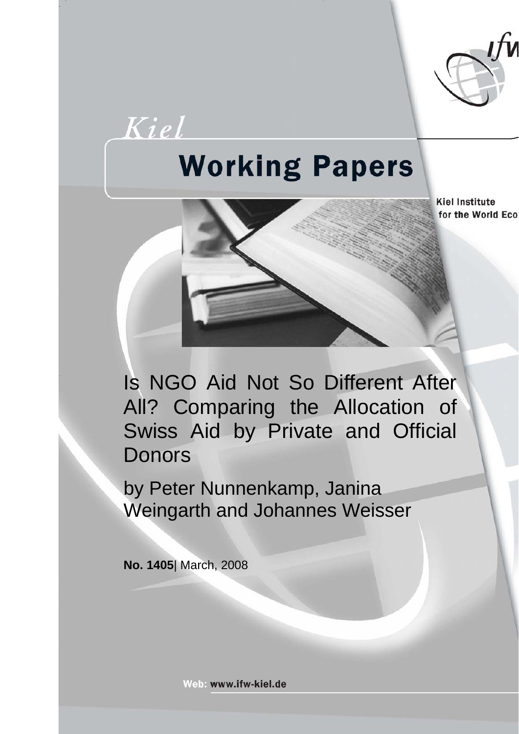Kiel

# Working Papers

Kiel Institute for the World Eco

# Is NGO Aid Not So Different After All? Comparing the Allocation of Swiss Aid by Private and Official Donors

by Peter Nunnenkamp, Janina Weingarth and Johannes Weisser

**No. 1405**| March, 2008

Web: www.ifw-kiel.de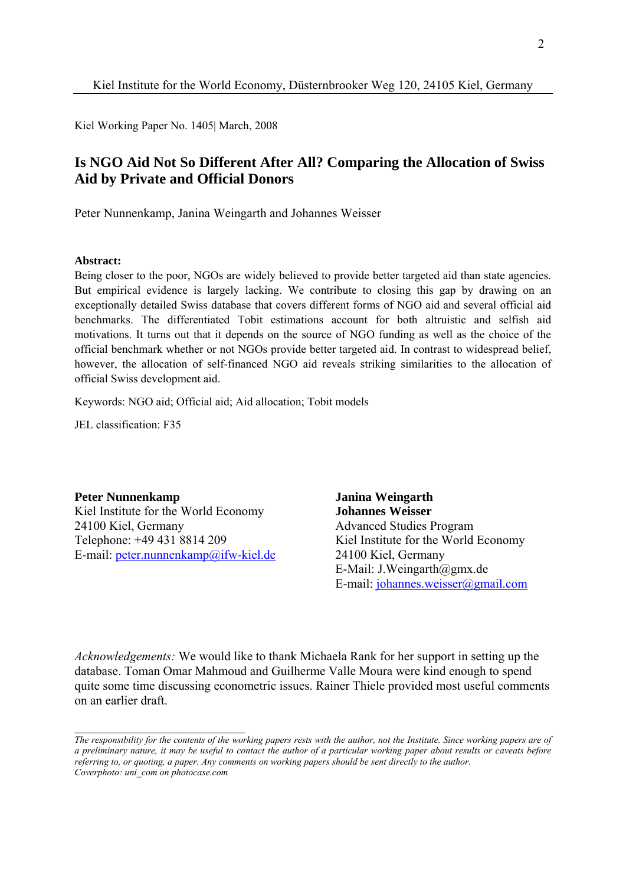Kiel Institute for the World Economy, Düsternbrooker Weg 120, 24105 Kiel, Germany

Kiel Working Paper No. 1405| March, 2008

# Is NGO Aid Not So Different After All? Comparing the Allocation of Swiss Aid by Private and Official Donors

Peter Nunnenkamp, Janina Weingarth and Johannes Weisser

**Abstract:**

Being closer to the poor, NGOs are widely believed to provide better targeted aid than state agencies. But empirical evidence is largely lacking. We contribute to closing this gap by drawing on an exceptionally detailed Swiss database that covers different forms of NGO aid and several official aid benchmarks. The differentiated Tobit estimations account for both altruistic and selfish aid motivations. It turns out that it depends on the source of NGO funding as well as the choice of the official benchmark whether or not NGOs provide better targeted aid. In contrast to widespread belief, however, the allocation of self-financed NGO aid reveals striking similarities to the allocation of official Swiss development aid.

Keywords: NGO aid; Official aid; Aid allocation; Tobit models

JEL classification: F35

**Peter Nunnenkamp**
Kiel Institute for the World Economy
24100 Kiel, Germany
Telephone: +49 431 8814 209
E-mail: peter.nunnenkamp@ifw-kiel.de

**Janina Weingarth**
**Johannes Weisser**
Advanced Studies Program
Kiel Institute for the World Economy
24100 Kiel, Germany
E-Mail: J.Weingarth@gmx.de
E-mail: johannes.weisser@gmail.com

*Acknowledgements:* We would like to thank Michaela Rank for her support in setting up the database. Toman Omar Mahmoud and Guilherme Valle Moura were kind enough to spend quite some time discussing econometric issues. Rainer Thiele provided most useful comments on an earlier draft.

*The responsibility for the contents of the working papers rests with the author, not the Institute. Since working papers are of a preliminary nature, it may be useful to contact the author of a particular working paper about results or caveats before referring to, or quoting, a paper. Any comments on working papers should be sent directly to the author.*
*Coverphoto: uni_com on photocase.com*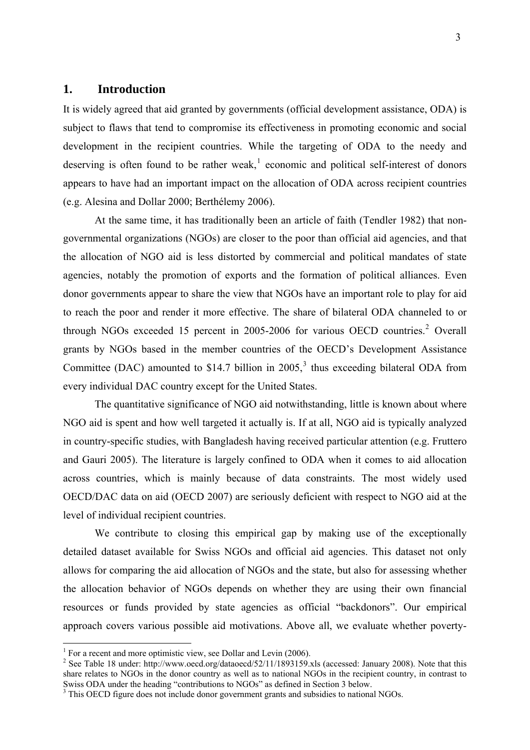## 1. Introduction

It is widely agreed that aid granted by governments (official development assistance, ODA) is subject to flaws that tend to compromise its effectiveness in promoting economic and social development in the recipient countries. While the targeting of ODA to the needy and deserving is often found to be rather weak,[1] economic and political self-interest of donors appears to have had an important impact on the allocation of ODA across recipient countries (e.g. Alesina and Dollar 2000; Berthélemy 2006).

At the same time, it has traditionally been an article of faith (Tendler 1982) that non-governmental organizations (NGOs) are closer to the poor than official aid agencies, and that the allocation of NGO aid is less distorted by commercial and political mandates of state agencies, notably the promotion of exports and the formation of political alliances. Even donor governments appear to share the view that NGOs have an important role to play for aid to reach the poor and render it more effective. The share of bilateral ODA channeled to or through NGOs exceeded 15 percent in 2005-2006 for various OECD countries.[2] Overall grants by NGOs based in the member countries of the OECD's Development Assistance Committee (DAC) amounted to \$14.7 billion in 2005,[3] thus exceeding bilateral ODA from every individual DAC country except for the United States.

The quantitative significance of NGO aid notwithstanding, little is known about where NGO aid is spent and how well targeted it actually is. If at all, NGO aid is typically analyzed in country-specific studies, with Bangladesh having received particular attention (e.g. Fruttero and Gauri 2005). The literature is largely confined to ODA when it comes to aid allocation across countries, which is mainly because of data constraints. The most widely used OECD/DAC data on aid (OECD 2007) are seriously deficient with respect to NGO aid at the level of individual recipient countries.

We contribute to closing this empirical gap by making use of the exceptionally detailed dataset available for Swiss NGOs and official aid agencies. This dataset not only allows for comparing the aid allocation of NGOs and the state, but also for assessing whether the allocation behavior of NGOs depends on whether they are using their own financial resources or funds provided by state agencies as official "backdonors". Our empirical approach covers various possible aid motivations. Above all, we evaluate whether poverty-

---

[1] For a recent and more optimistic view, see Dollar and Levin (2006).

[2] See Table 18 under: http://www.oecd.org/dataoecd/52/11/1893159.xls (accessed: January 2008). Note that this share relates to NGOs in the donor country as well as to national NGOs in the recipient country, in contrast to Swiss ODA under the heading "contributions to NGOs" as defined in Section 3 below.

[3] This OECD figure does not include donor government grants and subsidies to national NGOs.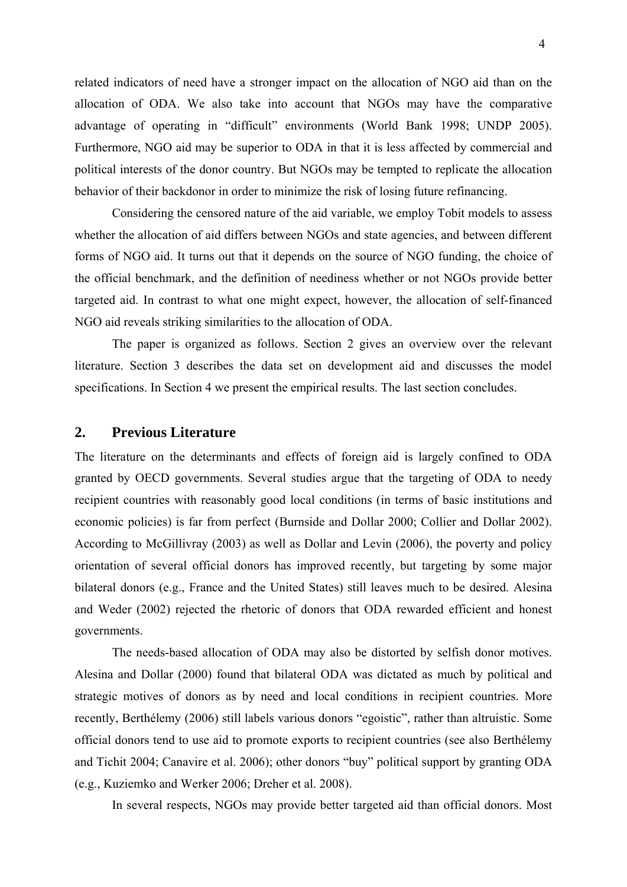related indicators of need have a stronger impact on the allocation of NGO aid than on the allocation of ODA. We also take into account that NGOs may have the comparative advantage of operating in "difficult" environments (World Bank 1998; UNDP 2005). Furthermore, NGO aid may be superior to ODA in that it is less affected by commercial and political interests of the donor country. But NGOs may be tempted to replicate the allocation behavior of their backdonor in order to minimize the risk of losing future refinancing.

Considering the censored nature of the aid variable, we employ Tobit models to assess whether the allocation of aid differs between NGOs and state agencies, and between different forms of NGO aid. It turns out that it depends on the source of NGO funding, the choice of the official benchmark, and the definition of neediness whether or not NGOs provide better targeted aid. In contrast to what one might expect, however, the allocation of self-financed NGO aid reveals striking similarities to the allocation of ODA.

The paper is organized as follows. Section 2 gives an overview over the relevant literature. Section 3 describes the data set on development aid and discusses the model specifications. In Section 4 we present the empirical results. The last section concludes.

## 2. Previous Literature

The literature on the determinants and effects of foreign aid is largely confined to ODA granted by OECD governments. Several studies argue that the targeting of ODA to needy recipient countries with reasonably good local conditions (in terms of basic institutions and economic policies) is far from perfect (Burnside and Dollar 2000; Collier and Dollar 2002). According to McGillivray (2003) as well as Dollar and Levin (2006), the poverty and policy orientation of several official donors has improved recently, but targeting by some major bilateral donors (e.g., France and the United States) still leaves much to be desired. Alesina and Weder (2002) rejected the rhetoric of donors that ODA rewarded efficient and honest governments.

The needs-based allocation of ODA may also be distorted by selfish donor motives. Alesina and Dollar (2000) found that bilateral ODA was dictated as much by political and strategic motives of donors as by need and local conditions in recipient countries. More recently, Berthélemy (2006) still labels various donors "egoistic", rather than altruistic. Some official donors tend to use aid to promote exports to recipient countries (see also Berthélemy and Tichit 2004; Canavire et al. 2006); other donors "buy" political support by granting ODA (e.g., Kuziemko and Werker 2006; Dreher et al. 2008).

In several respects, NGOs may provide better targeted aid than official donors. Most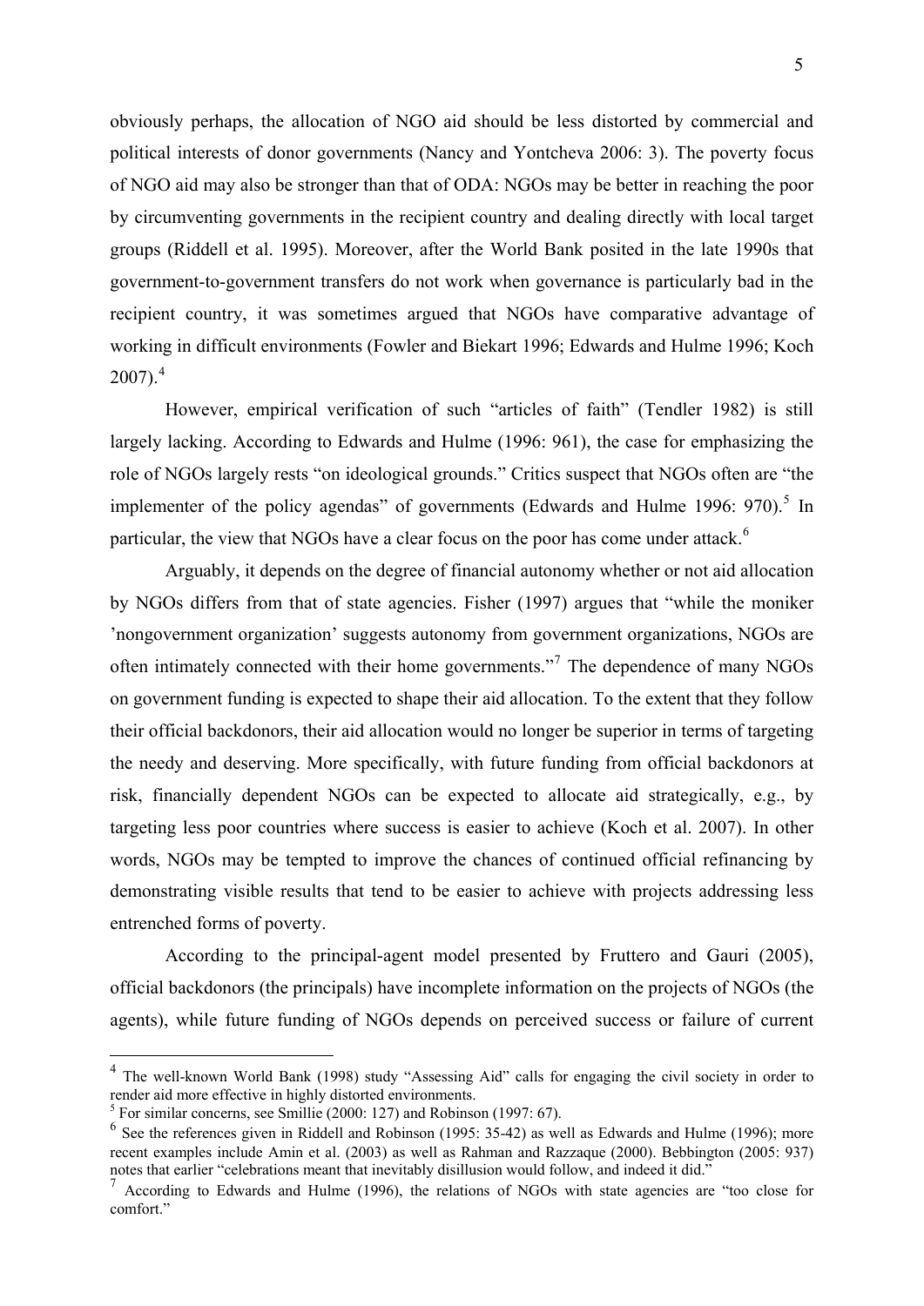obviously perhaps, the allocation of NGO aid should be less distorted by commercial and political interests of donor governments (Nancy and Yontcheva 2006: 3). The poverty focus of NGO aid may also be stronger than that of ODA: NGOs may be better in reaching the poor by circumventing governments in the recipient country and dealing directly with local target groups (Riddell et al. 1995). Moreover, after the World Bank posited in the late 1990s that government-to-government transfers do not work when governance is particularly bad in the recipient country, it was sometimes argued that NGOs have comparative advantage of working in difficult environments (Fowler and Biekart 1996; Edwards and Hulme 1996; Koch 2007).[4]

However, empirical verification of such "articles of faith" (Tendler 1982) is still largely lacking. According to Edwards and Hulme (1996: 961), the case for emphasizing the role of NGOs largely rests "on ideological grounds." Critics suspect that NGOs often are "the implementer of the policy agendas" of governments (Edwards and Hulme 1996: 970).[5] In particular, the view that NGOs have a clear focus on the poor has come under attack.[6]

Arguably, it depends on the degree of financial autonomy whether or not aid allocation by NGOs differs from that of state agencies. Fisher (1997) argues that "while the moniker 'nongovernment organization' suggests autonomy from government organizations, NGOs are often intimately connected with their home governments."[7] The dependence of many NGOs on government funding is expected to shape their aid allocation. To the extent that they follow their official backdonors, their aid allocation would no longer be superior in terms of targeting the needy and deserving. More specifically, with future funding from official backdonors at risk, financially dependent NGOs can be expected to allocate aid strategically, e.g., by targeting less poor countries where success is easier to achieve (Koch et al. 2007). In other words, NGOs may be tempted to improve the chances of continued official refinancing by demonstrating visible results that tend to be easier to achieve with projects addressing less entrenched forms of poverty.

According to the principal-agent model presented by Fruttero and Gauri (2005), official backdonors (the principals) have incomplete information on the projects of NGOs (the agents), while future funding of NGOs depends on perceived success or failure of current

---

[4] The well-known World Bank (1998) study "Assessing Aid" calls for engaging the civil society in order to render aid more effective in highly distorted environments.

[5] For similar concerns, see Smillie (2000: 127) and Robinson (1997: 67).

[6] See the references given in Riddell and Robinson (1995: 35-42) as well as Edwards and Hulme (1996); more recent examples include Amin et al. (2003) as well as Rahman and Razzaque (2000). Bebbington (2005: 937) notes that earlier "celebrations meant that inevitably disillusion would follow, and indeed it did."

[7] According to Edwards and Hulme (1996), the relations of NGOs with state agencies are "too close for comfort."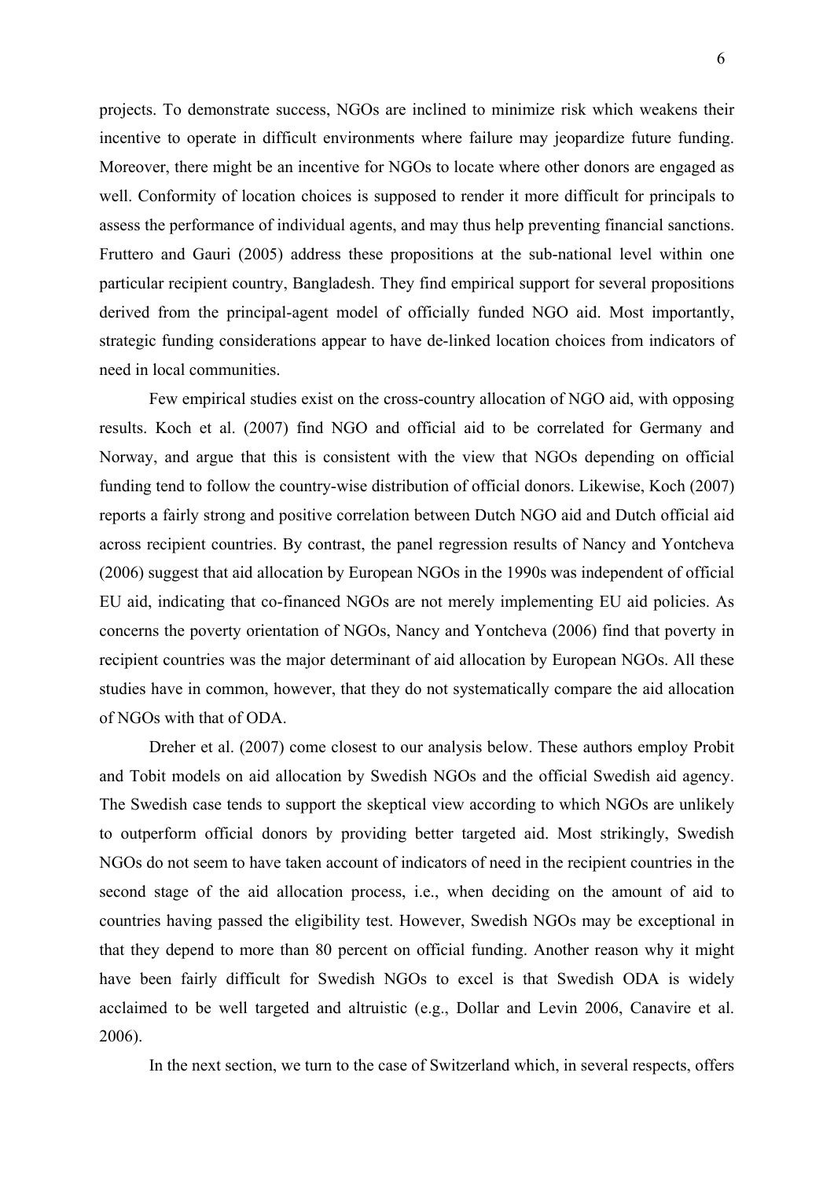projects. To demonstrate success, NGOs are inclined to minimize risk which weakens their incentive to operate in difficult environments where failure may jeopardize future funding. Moreover, there might be an incentive for NGOs to locate where other donors are engaged as well. Conformity of location choices is supposed to render it more difficult for principals to assess the performance of individual agents, and may thus help preventing financial sanctions. Fruttero and Gauri (2005) address these propositions at the sub-national level within one particular recipient country, Bangladesh. They find empirical support for several propositions derived from the principal-agent model of officially funded NGO aid. Most importantly, strategic funding considerations appear to have de-linked location choices from indicators of need in local communities.

Few empirical studies exist on the cross-country allocation of NGO aid, with opposing results. Koch et al. (2007) find NGO and official aid to be correlated for Germany and Norway, and argue that this is consistent with the view that NGOs depending on official funding tend to follow the country-wise distribution of official donors. Likewise, Koch (2007) reports a fairly strong and positive correlation between Dutch NGO aid and Dutch official aid across recipient countries. By contrast, the panel regression results of Nancy and Yontcheva (2006) suggest that aid allocation by European NGOs in the 1990s was independent of official EU aid, indicating that co-financed NGOs are not merely implementing EU aid policies. As concerns the poverty orientation of NGOs, Nancy and Yontcheva (2006) find that poverty in recipient countries was the major determinant of aid allocation by European NGOs. All these studies have in common, however, that they do not systematically compare the aid allocation of NGOs with that of ODA.

Dreher et al. (2007) come closest to our analysis below. These authors employ Probit and Tobit models on aid allocation by Swedish NGOs and the official Swedish aid agency. The Swedish case tends to support the skeptical view according to which NGOs are unlikely to outperform official donors by providing better targeted aid. Most strikingly, Swedish NGOs do not seem to have taken account of indicators of need in the recipient countries in the second stage of the aid allocation process, i.e., when deciding on the amount of aid to countries having passed the eligibility test. However, Swedish NGOs may be exceptional in that they depend to more than 80 percent on official funding. Another reason why it might have been fairly difficult for Swedish NGOs to excel is that Swedish ODA is widely acclaimed to be well targeted and altruistic (e.g., Dollar and Levin 2006, Canavire et al. 2006).

In the next section, we turn to the case of Switzerland which, in several respects, offers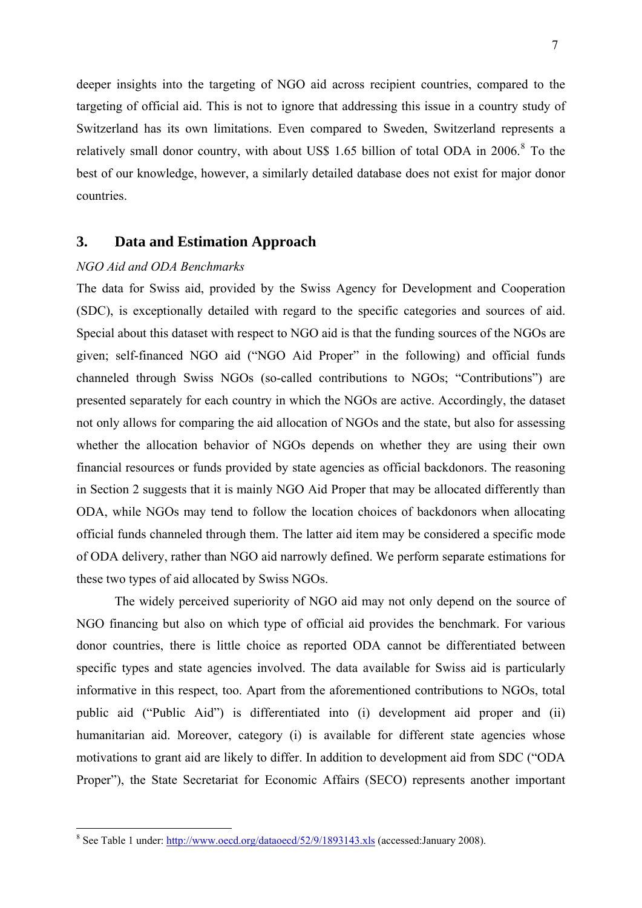deeper insights into the targeting of NGO aid across recipient countries, compared to the targeting of official aid. This is not to ignore that addressing this issue in a country study of Switzerland has its own limitations. Even compared to Sweden, Switzerland represents a relatively small donor country, with about US$ 1.65 billion of total ODA in 2006.[8] To the best of our knowledge, however, a similarly detailed database does not exist for major donor countries.

## 3. Data and Estimation Approach

*NGO Aid and ODA Benchmarks*

The data for Swiss aid, provided by the Swiss Agency for Development and Cooperation (SDC), is exceptionally detailed with regard to the specific categories and sources of aid. Special about this dataset with respect to NGO aid is that the funding sources of the NGOs are given; self-financed NGO aid ("NGO Aid Proper" in the following) and official funds channeled through Swiss NGOs (so-called contributions to NGOs; "Contributions") are presented separately for each country in which the NGOs are active. Accordingly, the dataset not only allows for comparing the aid allocation of NGOs and the state, but also for assessing whether the allocation behavior of NGOs depends on whether they are using their own financial resources or funds provided by state agencies as official backdonors. The reasoning in Section 2 suggests that it is mainly NGO Aid Proper that may be allocated differently than ODA, while NGOs may tend to follow the location choices of backdonors when allocating official funds channeled through them. The latter aid item may be considered a specific mode of ODA delivery, rather than NGO aid narrowly defined. We perform separate estimations for these two types of aid allocated by Swiss NGOs.

The widely perceived superiority of NGO aid may not only depend on the source of NGO financing but also on which type of official aid provides the benchmark. For various donor countries, there is little choice as reported ODA cannot be differentiated between specific types and state agencies involved. The data available for Swiss aid is particularly informative in this respect, too. Apart from the aforementioned contributions to NGOs, total public aid ("Public Aid") is differentiated into (i) development aid proper and (ii) humanitarian aid. Moreover, category (i) is available for different state agencies whose motivations to grant aid are likely to differ. In addition to development aid from SDC ("ODA Proper"), the State Secretariat for Economic Affairs (SECO) represents another important

[8] See Table 1 under: http://www.oecd.org/dataoecd/52/9/1893143.xls (accessed:January 2008).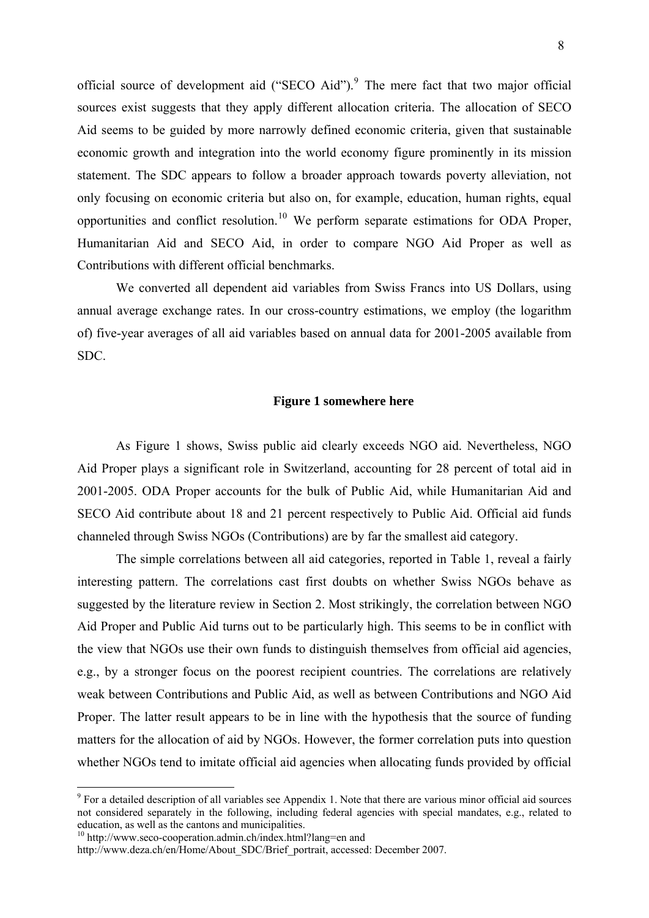official source of development aid ("SECO Aid").[9] The mere fact that two major official sources exist suggests that they apply different allocation criteria. The allocation of SECO Aid seems to be guided by more narrowly defined economic criteria, given that sustainable economic growth and integration into the world economy figure prominently in its mission statement. The SDC appears to follow a broader approach towards poverty alleviation, not only focusing on economic criteria but also on, for example, education, human rights, equal opportunities and conflict resolution.[10] We perform separate estimations for ODA Proper, Humanitarian Aid and SECO Aid, in order to compare NGO Aid Proper as well as Contributions with different official benchmarks.

We converted all dependent aid variables from Swiss Francs into US Dollars, using annual average exchange rates. In our cross-country estimations, we employ (the logarithm of) five-year averages of all aid variables based on annual data for 2001-2005 available from SDC.

**Figure 1 somewhere here**

As Figure 1 shows, Swiss public aid clearly exceeds NGO aid. Nevertheless, NGO Aid Proper plays a significant role in Switzerland, accounting for 28 percent of total aid in 2001-2005. ODA Proper accounts for the bulk of Public Aid, while Humanitarian Aid and SECO Aid contribute about 18 and 21 percent respectively to Public Aid. Official aid funds channeled through Swiss NGOs (Contributions) are by far the smallest aid category.

The simple correlations between all aid categories, reported in Table 1, reveal a fairly interesting pattern. The correlations cast first doubts on whether Swiss NGOs behave as suggested by the literature review in Section 2. Most strikingly, the correlation between NGO Aid Proper and Public Aid turns out to be particularly high. This seems to be in conflict with the view that NGOs use their own funds to distinguish themselves from official aid agencies, e.g., by a stronger focus on the poorest recipient countries. The correlations are relatively weak between Contributions and Public Aid, as well as between Contributions and NGO Aid Proper. The latter result appears to be in line with the hypothesis that the source of funding matters for the allocation of aid by NGOs. However, the former correlation puts into question whether NGOs tend to imitate official aid agencies when allocating funds provided by official

[9] For a detailed description of all variables see Appendix 1. Note that there are various minor official aid sources not considered separately in the following, including federal agencies with special mandates, e.g., related to education, as well as the cantons and municipalities.

[10] http://www.seco-cooperation.admin.ch/index.html?lang=en and http://www.deza.ch/en/Home/About_SDC/Brief_portrait, accessed: December 2007.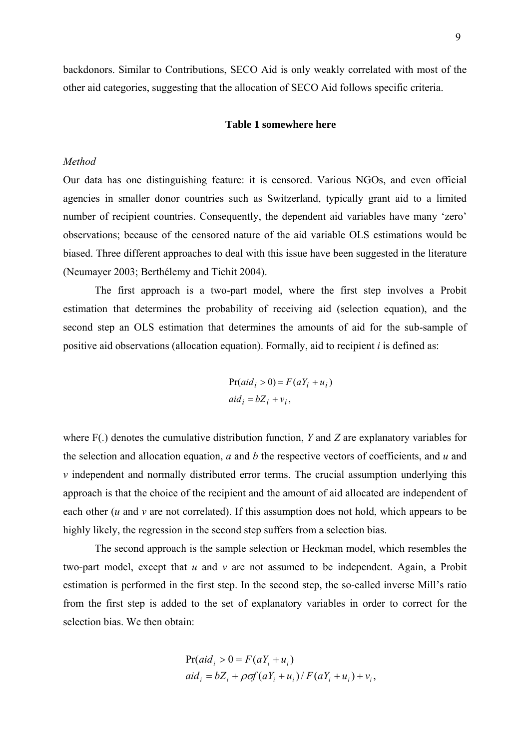backdonors. Similar to Contributions, SECO Aid is only weakly correlated with most of the other aid categories, suggesting that the allocation of SECO Aid follows specific criteria.

**Table 1 somewhere here**

*Method*

Our data has one distinguishing feature: it is censored. Various NGOs, and even official agencies in smaller donor countries such as Switzerland, typically grant aid to a limited number of recipient countries. Consequently, the dependent aid variables have many 'zero' observations; because of the censored nature of the aid variable OLS estimations would be biased. Three different approaches to deal with this issue have been suggested in the literature (Neumayer 2003; Berthélemy and Tichit 2004).

The first approach is a two-part model, where the first step involves a Probit estimation that determines the probability of receiving aid (selection equation), and the second step an OLS estimation that determines the amounts of aid for the sub-sample of positive aid observations (allocation equation). Formally, aid to recipient *i* is defined as:

$$\Pr(aid_i > 0) = F(aY_i + u_i)$$
$$aid_i = bZ_i + v_i,$$

where F(.) denotes the cumulative distribution function, *Y* and *Z* are explanatory variables for the selection and allocation equation, *a* and *b* the respective vectors of coefficients, and *u* and *v* independent and normally distributed error terms. The crucial assumption underlying this approach is that the choice of the recipient and the amount of aid allocated are independent of each other (*u* and *v* are not correlated). If this assumption does not hold, which appears to be highly likely, the regression in the second step suffers from a selection bias.

The second approach is the sample selection or Heckman model, which resembles the two-part model, except that *u* and *v* are not assumed to be independent. Again, a Probit estimation is performed in the first step. In the second step, the so-called inverse Mill's ratio from the first step is added to the set of explanatory variables in order to correct for the selection bias. We then obtain:

$$\Pr(aid_i > 0 = F(aY_i + u_i)$$
$$aid_i = bZ_i + \rho\sigma f(aY_i + u_i) / F(aY_i + u_i) + v_i,$$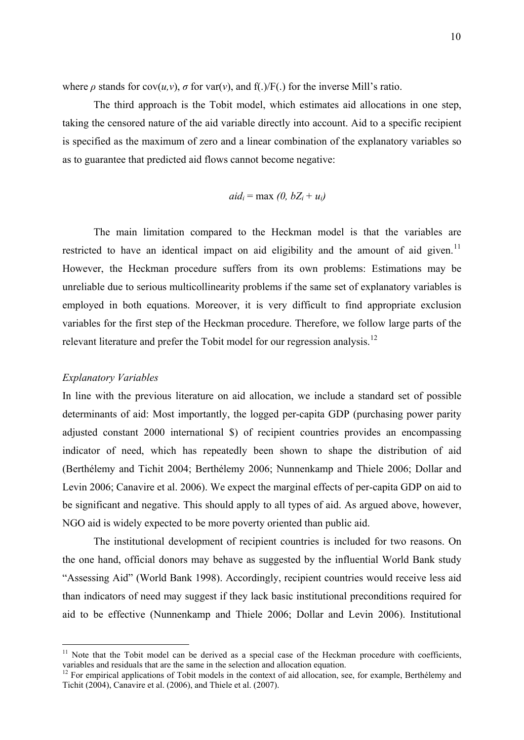where $\rho$ stands for cov($u$,$v$), $\sigma$ for var($v$), and f(.)/F(.) for the inverse Mill's ratio.

The third approach is the Tobit model, which estimates aid allocations in one step, taking the censored nature of the aid variable directly into account. Aid to a specific recipient is specified as the maximum of zero and a linear combination of the explanatory variables so as to guarantee that predicted aid flows cannot become negative:

$$aid_i = \max\,(0,\, bZ_i + u_i)$$

The main limitation compared to the Heckman model is that the variables are restricted to have an identical impact on aid eligibility and the amount of aid given.[11] However, the Heckman procedure suffers from its own problems: Estimations may be unreliable due to serious multicollinearity problems if the same set of explanatory variables is employed in both equations. Moreover, it is very difficult to find appropriate exclusion variables for the first step of the Heckman procedure. Therefore, we follow large parts of the relevant literature and prefer the Tobit model for our regression analysis.[12]

*Explanatory Variables*

In line with the previous literature on aid allocation, we include a standard set of possible determinants of aid: Most importantly, the logged per-capita GDP (purchasing power parity adjusted constant 2000 international $) of recipient countries provides an encompassing indicator of need, which has repeatedly been shown to shape the distribution of aid (Berthélemy and Tichit 2004; Berthélemy 2006; Nunnenkamp and Thiele 2006; Dollar and Levin 2006; Canavire et al. 2006). We expect the marginal effects of per-capita GDP on aid to be significant and negative. This should apply to all types of aid. As argued above, however, NGO aid is widely expected to be more poverty oriented than public aid.

The institutional development of recipient countries is included for two reasons. On the one hand, official donors may behave as suggested by the influential World Bank study "Assessing Aid" (World Bank 1998). Accordingly, recipient countries would receive less aid than indicators of need may suggest if they lack basic institutional preconditions required for aid to be effective (Nunnenkamp and Thiele 2006; Dollar and Levin 2006). Institutional

---

[11] Note that the Tobit model can be derived as a special case of the Heckman procedure with coefficients, variables and residuals that are the same in the selection and allocation equation.

[12] For empirical applications of Tobit models in the context of aid allocation, see, for example, Berthélemy and Tichit (2004), Canavire et al. (2006), and Thiele et al. (2007).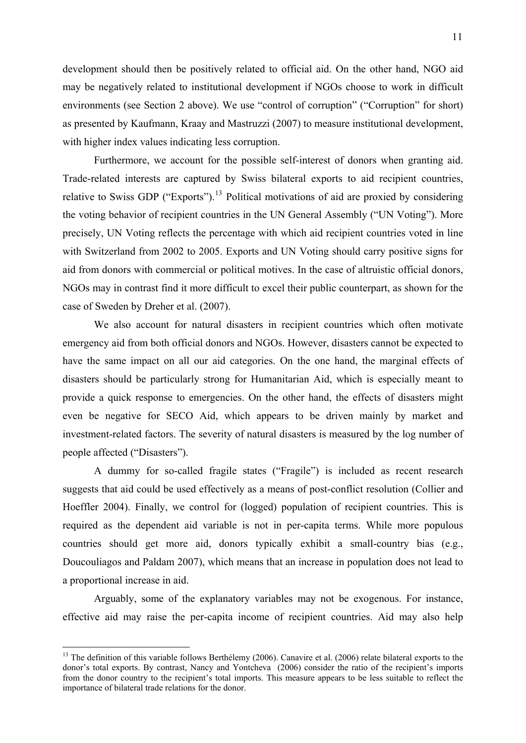development should then be positively related to official aid. On the other hand, NGO aid may be negatively related to institutional development if NGOs choose to work in difficult environments (see Section 2 above). We use "control of corruption" ("Corruption" for short) as presented by Kaufmann, Kraay and Mastruzzi (2007) to measure institutional development, with higher index values indicating less corruption.

Furthermore, we account for the possible self-interest of donors when granting aid. Trade-related interests are captured by Swiss bilateral exports to aid recipient countries, relative to Swiss GDP ("Exports").[13] Political motivations of aid are proxied by considering the voting behavior of recipient countries in the UN General Assembly ("UN Voting"). More precisely, UN Voting reflects the percentage with which aid recipient countries voted in line with Switzerland from 2002 to 2005. Exports and UN Voting should carry positive signs for aid from donors with commercial or political motives. In the case of altruistic official donors, NGOs may in contrast find it more difficult to excel their public counterpart, as shown for the case of Sweden by Dreher et al. (2007).

We also account for natural disasters in recipient countries which often motivate emergency aid from both official donors and NGOs. However, disasters cannot be expected to have the same impact on all our aid categories. On the one hand, the marginal effects of disasters should be particularly strong for Humanitarian Aid, which is especially meant to provide a quick response to emergencies. On the other hand, the effects of disasters might even be negative for SECO Aid, which appears to be driven mainly by market and investment-related factors. The severity of natural disasters is measured by the log number of people affected ("Disasters").

A dummy for so-called fragile states ("Fragile") is included as recent research suggests that aid could be used effectively as a means of post-conflict resolution (Collier and Hoeffler 2004). Finally, we control for (logged) population of recipient countries. This is required as the dependent aid variable is not in per-capita terms. While more populous countries should get more aid, donors typically exhibit a small-country bias (e.g., Doucouliagos and Paldam 2007), which means that an increase in population does not lead to a proportional increase in aid.

Arguably, some of the explanatory variables may not be exogenous. For instance, effective aid may raise the per-capita income of recipient countries. Aid may also help

---

[13] The definition of this variable follows Berthélemy (2006). Canavire et al. (2006) relate bilateral exports to the donor's total exports. By contrast, Nancy and Yontcheva (2006) consider the ratio of the recipient's imports from the donor country to the recipient's total imports. This measure appears to be less suitable to reflect the importance of bilateral trade relations for the donor.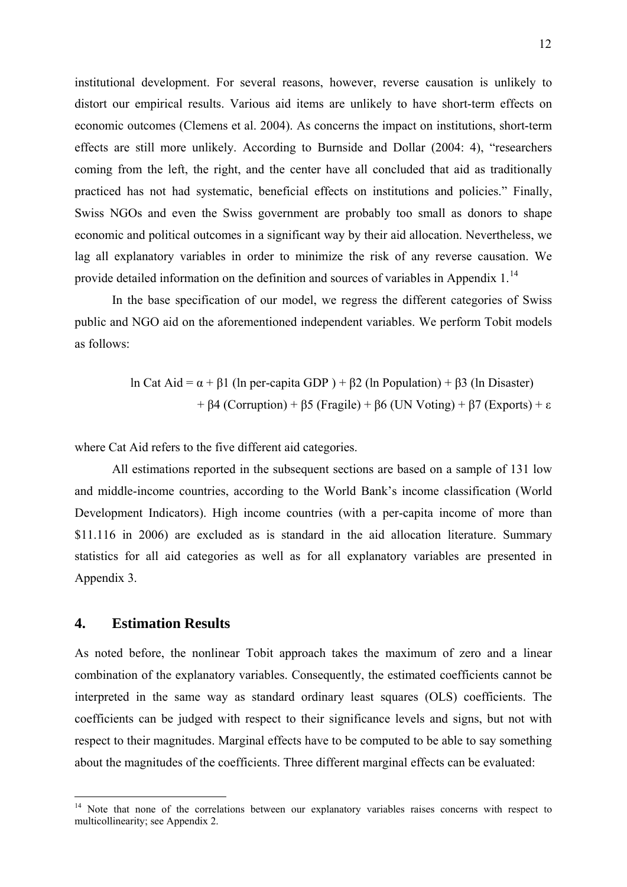institutional development. For several reasons, however, reverse causation is unlikely to distort our empirical results. Various aid items are unlikely to have short-term effects on economic outcomes (Clemens et al. 2004). As concerns the impact on institutions, short-term effects are still more unlikely. According to Burnside and Dollar (2004: 4), "researchers coming from the left, the right, and the center have all concluded that aid as traditionally practiced has not had systematic, beneficial effects on institutions and policies." Finally, Swiss NGOs and even the Swiss government are probably too small as donors to shape economic and political outcomes in a significant way by their aid allocation. Nevertheless, we lag all explanatory variables in order to minimize the risk of any reverse causation. We provide detailed information on the definition and sources of variables in Appendix 1.[14]

In the base specification of our model, we regress the different categories of Swiss public and NGO aid on the aforementioned independent variables. We perform Tobit models as follows:

$$\ln \text{Cat Aid} = \alpha + \beta 1 \ (\ln \text{per-capita GDP}) + \beta 2 \ (\ln \text{Population}) + \beta 3 \ (\ln \text{Disaster}) + \beta 4 \ (\text{Corruption}) + \beta 5 \ (\text{Fragile}) + \beta 6 \ (\text{UN Voting}) + \beta 7 \ (\text{Exports}) + \varepsilon$$

where Cat Aid refers to the five different aid categories.

All estimations reported in the subsequent sections are based on a sample of 131 low and middle-income countries, according to the World Bank's income classification (World Development Indicators). High income countries (with a per-capita income of more than \$11.116 in 2006) are excluded as is standard in the aid allocation literature. Summary statistics for all aid categories as well as for all explanatory variables are presented in Appendix 3.

## 4. Estimation Results

As noted before, the nonlinear Tobit approach takes the maximum of zero and a linear combination of the explanatory variables. Consequently, the estimated coefficients cannot be interpreted in the same way as standard ordinary least squares (OLS) coefficients. The coefficients can be judged with respect to their significance levels and signs, but not with respect to their magnitudes. Marginal effects have to be computed to be able to say something about the magnitudes of the coefficients. Three different marginal effects can be evaluated:

---

[14] Note that none of the correlations between our explanatory variables raises concerns with respect to multicollinearity; see Appendix 2.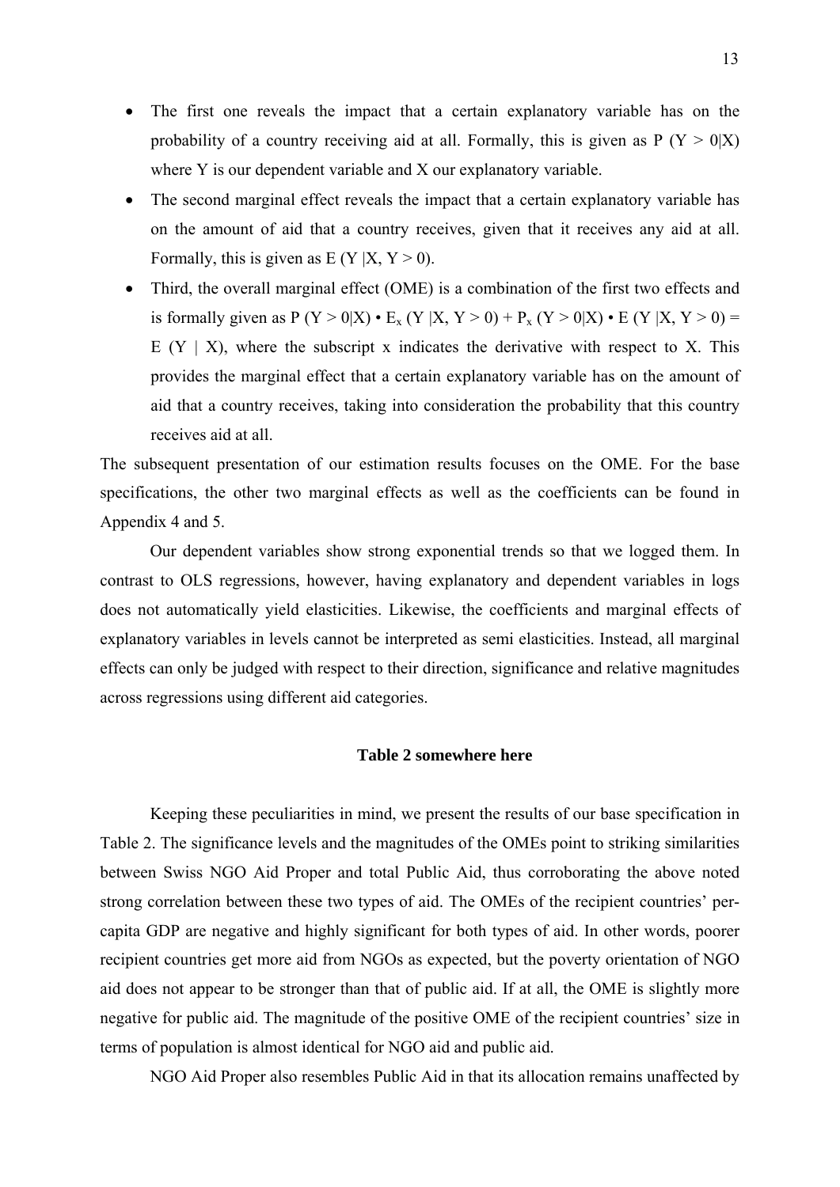- The first one reveals the impact that a certain explanatory variable has on the probability of a country receiving aid at all. Formally, this is given as $P(Y > 0|X)$ where Y is our dependent variable and X our explanatory variable.
- The second marginal effect reveals the impact that a certain explanatory variable has on the amount of aid that a country receives, given that it receives any aid at all. Formally, this is given as $E(Y|X, Y > 0)$.
- Third, the overall marginal effect (OME) is a combination of the first two effects and is formally given as $P(Y > 0|X) \cdot E_x(Y|X, Y > 0) + P_x(Y > 0|X) \cdot E(Y|X, Y > 0) = E(Y|X)$, where the subscript x indicates the derivative with respect to X. This provides the marginal effect that a certain explanatory variable has on the amount of aid that a country receives, taking into consideration the probability that this country receives aid at all.

The subsequent presentation of our estimation results focuses on the OME. For the base specifications, the other two marginal effects as well as the coefficients can be found in Appendix 4 and 5.

Our dependent variables show strong exponential trends so that we logged them. In contrast to OLS regressions, however, having explanatory and dependent variables in logs does not automatically yield elasticities. Likewise, the coefficients and marginal effects of explanatory variables in levels cannot be interpreted as semi elasticities. Instead, all marginal effects can only be judged with respect to their direction, significance and relative magnitudes across regressions using different aid categories.

**Table 2 somewhere here**

Keeping these peculiarities in mind, we present the results of our base specification in Table 2. The significance levels and the magnitudes of the OMEs point to striking similarities between Swiss NGO Aid Proper and total Public Aid, thus corroborating the above noted strong correlation between these two types of aid. The OMEs of the recipient countries' per-capita GDP are negative and highly significant for both types of aid. In other words, poorer recipient countries get more aid from NGOs as expected, but the poverty orientation of NGO aid does not appear to be stronger than that of public aid. If at all, the OME is slightly more negative for public aid. The magnitude of the positive OME of the recipient countries' size in terms of population is almost identical for NGO aid and public aid.

NGO Aid Proper also resembles Public Aid in that its allocation remains unaffected by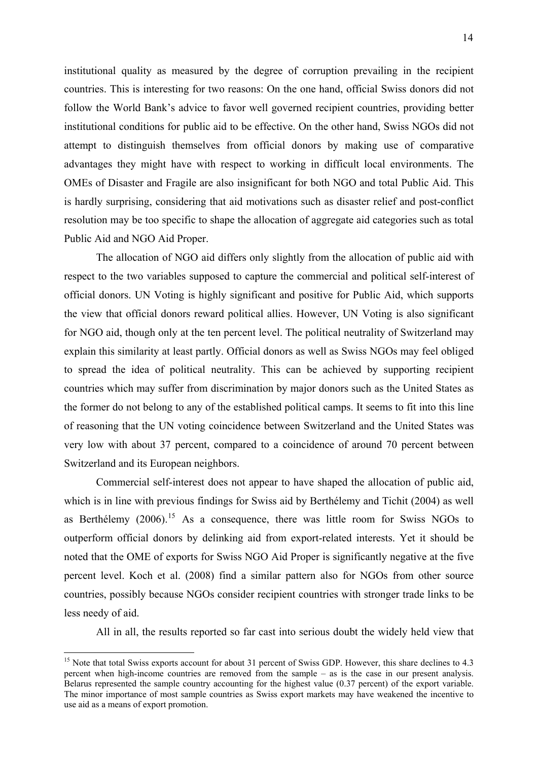institutional quality as measured by the degree of corruption prevailing in the recipient countries. This is interesting for two reasons: On the one hand, official Swiss donors did not follow the World Bank's advice to favor well governed recipient countries, providing better institutional conditions for public aid to be effective. On the other hand, Swiss NGOs did not attempt to distinguish themselves from official donors by making use of comparative advantages they might have with respect to working in difficult local environments. The OMEs of Disaster and Fragile are also insignificant for both NGO and total Public Aid. This is hardly surprising, considering that aid motivations such as disaster relief and post-conflict resolution may be too specific to shape the allocation of aggregate aid categories such as total Public Aid and NGO Aid Proper.

The allocation of NGO aid differs only slightly from the allocation of public aid with respect to the two variables supposed to capture the commercial and political self-interest of official donors. UN Voting is highly significant and positive for Public Aid, which supports the view that official donors reward political allies. However, UN Voting is also significant for NGO aid, though only at the ten percent level. The political neutrality of Switzerland may explain this similarity at least partly. Official donors as well as Swiss NGOs may feel obliged to spread the idea of political neutrality. This can be achieved by supporting recipient countries which may suffer from discrimination by major donors such as the United States as the former do not belong to any of the established political camps. It seems to fit into this line of reasoning that the UN voting coincidence between Switzerland and the United States was very low with about 37 percent, compared to a coincidence of around 70 percent between Switzerland and its European neighbors.

Commercial self-interest does not appear to have shaped the allocation of public aid, which is in line with previous findings for Swiss aid by Berthélemy and Tichit (2004) as well as Berthélemy (2006).[15] As a consequence, there was little room for Swiss NGOs to outperform official donors by delinking aid from export-related interests. Yet it should be noted that the OME of exports for Swiss NGO Aid Proper is significantly negative at the five percent level. Koch et al. (2008) find a similar pattern also for NGOs from other source countries, possibly because NGOs consider recipient countries with stronger trade links to be less needy of aid.

All in all, the results reported so far cast into serious doubt the widely held view that

[15] Note that total Swiss exports account for about 31 percent of Swiss GDP. However, this share declines to 4.3 percent when high-income countries are removed from the sample – as is the case in our present analysis. Belarus represented the sample country accounting for the highest value (0.37 percent) of the export variable. The minor importance of most sample countries as Swiss export markets may have weakened the incentive to use aid as a means of export promotion.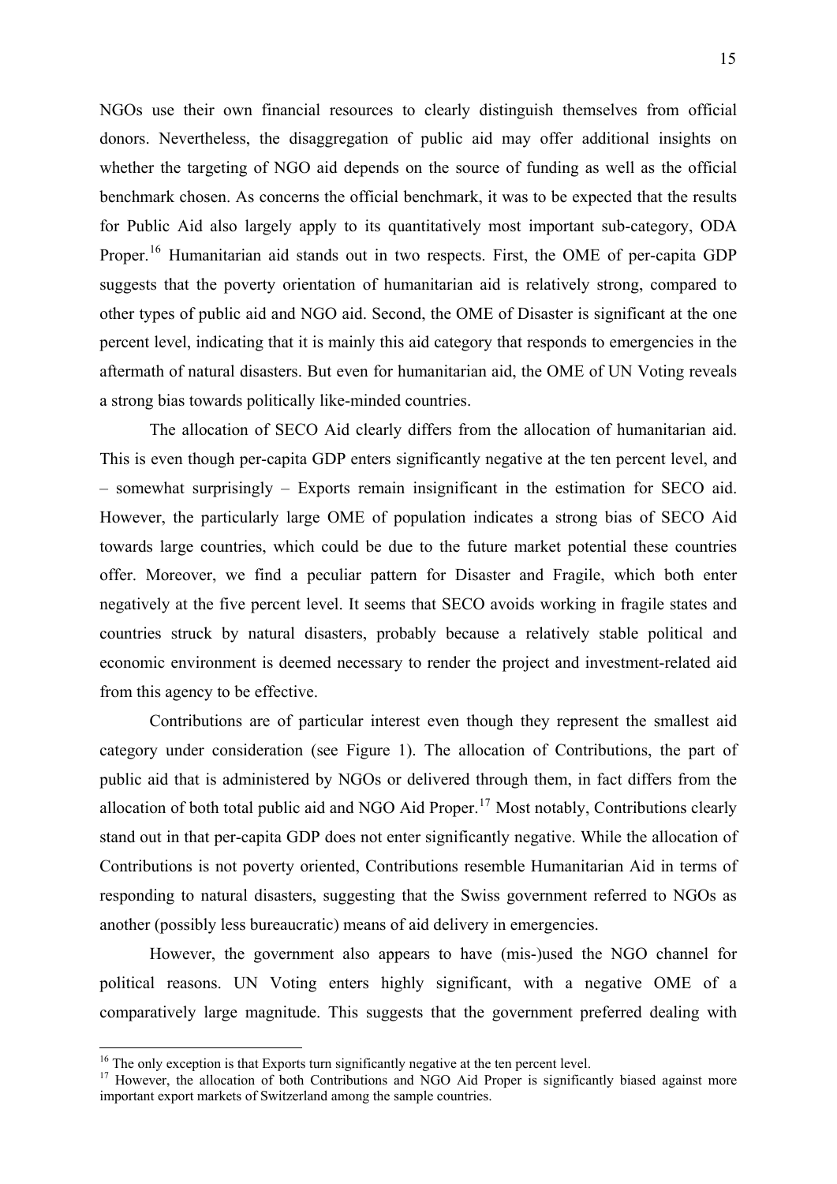NGOs use their own financial resources to clearly distinguish themselves from official donors. Nevertheless, the disaggregation of public aid may offer additional insights on whether the targeting of NGO aid depends on the source of funding as well as the official benchmark chosen. As concerns the official benchmark, it was to be expected that the results for Public Aid also largely apply to its quantitatively most important sub-category, ODA Proper.[16] Humanitarian aid stands out in two respects. First, the OME of per-capita GDP suggests that the poverty orientation of humanitarian aid is relatively strong, compared to other types of public aid and NGO aid. Second, the OME of Disaster is significant at the one percent level, indicating that it is mainly this aid category that responds to emergencies in the aftermath of natural disasters. But even for humanitarian aid, the OME of UN Voting reveals a strong bias towards politically like-minded countries.

The allocation of SECO Aid clearly differs from the allocation of humanitarian aid. This is even though per-capita GDP enters significantly negative at the ten percent level, and – somewhat surprisingly – Exports remain insignificant in the estimation for SECO aid. However, the particularly large OME of population indicates a strong bias of SECO Aid towards large countries, which could be due to the future market potential these countries offer. Moreover, we find a peculiar pattern for Disaster and Fragile, which both enter negatively at the five percent level. It seems that SECO avoids working in fragile states and countries struck by natural disasters, probably because a relatively stable political and economic environment is deemed necessary to render the project and investment-related aid from this agency to be effective.

Contributions are of particular interest even though they represent the smallest aid category under consideration (see Figure 1). The allocation of Contributions, the part of public aid that is administered by NGOs or delivered through them, in fact differs from the allocation of both total public aid and NGO Aid Proper.[17] Most notably, Contributions clearly stand out in that per-capita GDP does not enter significantly negative. While the allocation of Contributions is not poverty oriented, Contributions resemble Humanitarian Aid in terms of responding to natural disasters, suggesting that the Swiss government referred to NGOs as another (possibly less bureaucratic) means of aid delivery in emergencies.

However, the government also appears to have (mis-)used the NGO channel for political reasons. UN Voting enters highly significant, with a negative OME of a comparatively large magnitude. This suggests that the government preferred dealing with

---

[16] The only exception is that Exports turn significantly negative at the ten percent level.

[17] However, the allocation of both Contributions and NGO Aid Proper is significantly biased against more important export markets of Switzerland among the sample countries.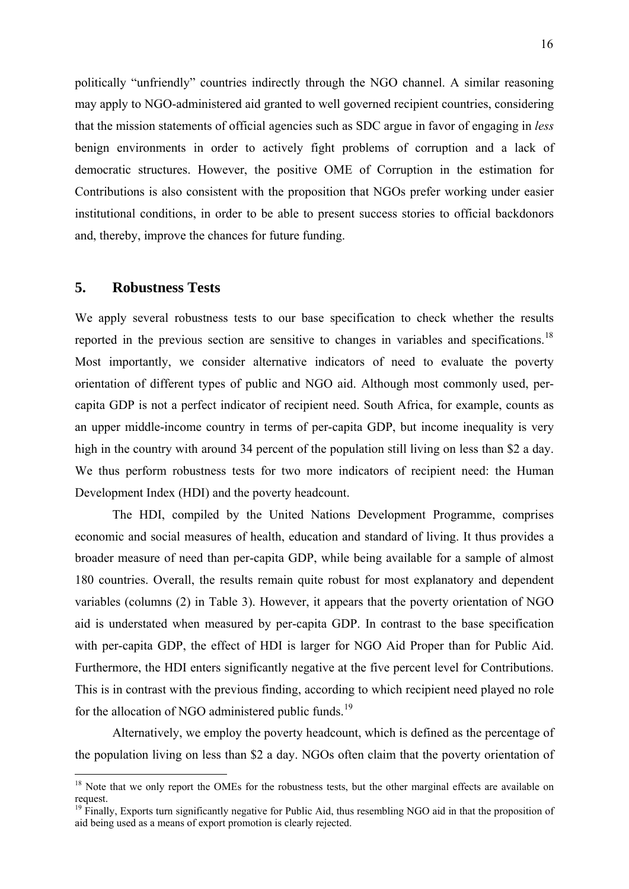politically "unfriendly" countries indirectly through the NGO channel. A similar reasoning may apply to NGO-administered aid granted to well governed recipient countries, considering that the mission statements of official agencies such as SDC argue in favor of engaging in *less* benign environments in order to actively fight problems of corruption and a lack of democratic structures. However, the positive OME of Corruption in the estimation for Contributions is also consistent with the proposition that NGOs prefer working under easier institutional conditions, in order to be able to present success stories to official backdonors and, thereby, improve the chances for future funding.

## 5. Robustness Tests

We apply several robustness tests to our base specification to check whether the results reported in the previous section are sensitive to changes in variables and specifications.[18] Most importantly, we consider alternative indicators of need to evaluate the poverty orientation of different types of public and NGO aid. Although most commonly used, per-capita GDP is not a perfect indicator of recipient need. South Africa, for example, counts as an upper middle-income country in terms of per-capita GDP, but income inequality is very high in the country with around 34 percent of the population still living on less than $2 a day. We thus perform robustness tests for two more indicators of recipient need: the Human Development Index (HDI) and the poverty headcount.

The HDI, compiled by the United Nations Development Programme, comprises economic and social measures of health, education and standard of living. It thus provides a broader measure of need than per-capita GDP, while being available for a sample of almost 180 countries. Overall, the results remain quite robust for most explanatory and dependent variables (columns (2) in Table 3). However, it appears that the poverty orientation of NGO aid is understated when measured by per-capita GDP. In contrast to the base specification with per-capita GDP, the effect of HDI is larger for NGO Aid Proper than for Public Aid. Furthermore, the HDI enters significantly negative at the five percent level for Contributions. This is in contrast with the previous finding, according to which recipient need played no role for the allocation of NGO administered public funds.[19]

Alternatively, we employ the poverty headcount, which is defined as the percentage of the population living on less than $2 a day. NGOs often claim that the poverty orientation of

[18] Note that we only report the OMEs for the robustness tests, but the other marginal effects are available on request.

[19] Finally, Exports turn significantly negative for Public Aid, thus resembling NGO aid in that the proposition of aid being used as a means of export promotion is clearly rejected.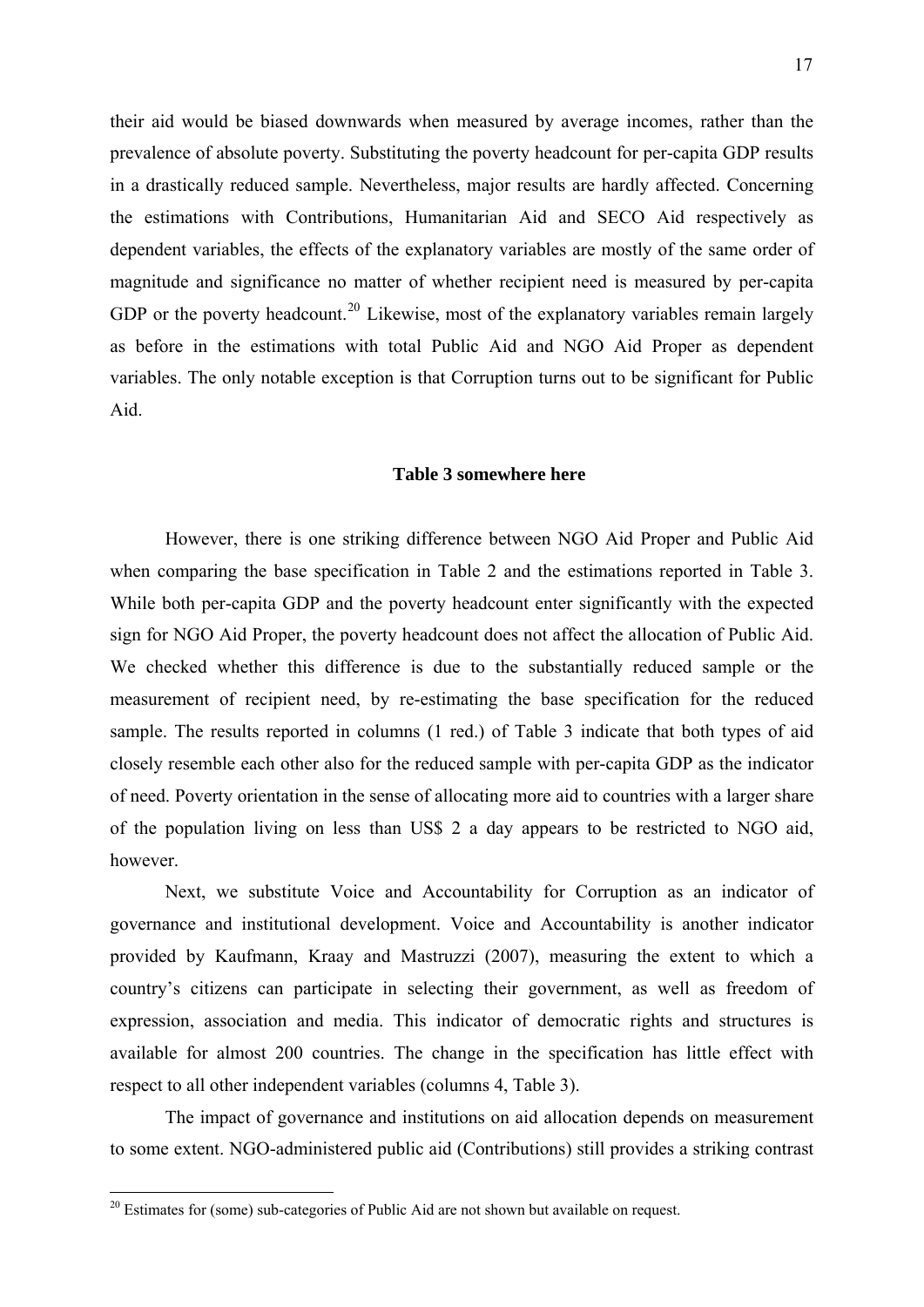their aid would be biased downwards when measured by average incomes, rather than the prevalence of absolute poverty. Substituting the poverty headcount for per-capita GDP results in a drastically reduced sample. Nevertheless, major results are hardly affected. Concerning the estimations with Contributions, Humanitarian Aid and SECO Aid respectively as dependent variables, the effects of the explanatory variables are mostly of the same order of magnitude and significance no matter of whether recipient need is measured by per-capita GDP or the poverty headcount.[20] Likewise, most of the explanatory variables remain largely as before in the estimations with total Public Aid and NGO Aid Proper as dependent variables. The only notable exception is that Corruption turns out to be significant for Public Aid.

**Table 3 somewhere here**

However, there is one striking difference between NGO Aid Proper and Public Aid when comparing the base specification in Table 2 and the estimations reported in Table 3. While both per-capita GDP and the poverty headcount enter significantly with the expected sign for NGO Aid Proper, the poverty headcount does not affect the allocation of Public Aid. We checked whether this difference is due to the substantially reduced sample or the measurement of recipient need, by re-estimating the base specification for the reduced sample. The results reported in columns (1 red.) of Table 3 indicate that both types of aid closely resemble each other also for the reduced sample with per-capita GDP as the indicator of need. Poverty orientation in the sense of allocating more aid to countries with a larger share of the population living on less than US$ 2 a day appears to be restricted to NGO aid, however.

Next, we substitute Voice and Accountability for Corruption as an indicator of governance and institutional development. Voice and Accountability is another indicator provided by Kaufmann, Kraay and Mastruzzi (2007), measuring the extent to which a country's citizens can participate in selecting their government, as well as freedom of expression, association and media. This indicator of democratic rights and structures is available for almost 200 countries. The change in the specification has little effect with respect to all other independent variables (columns 4, Table 3).

The impact of governance and institutions on aid allocation depends on measurement to some extent. NGO-administered public aid (Contributions) still provides a striking contrast

[20] Estimates for (some) sub-categories of Public Aid are not shown but available on request.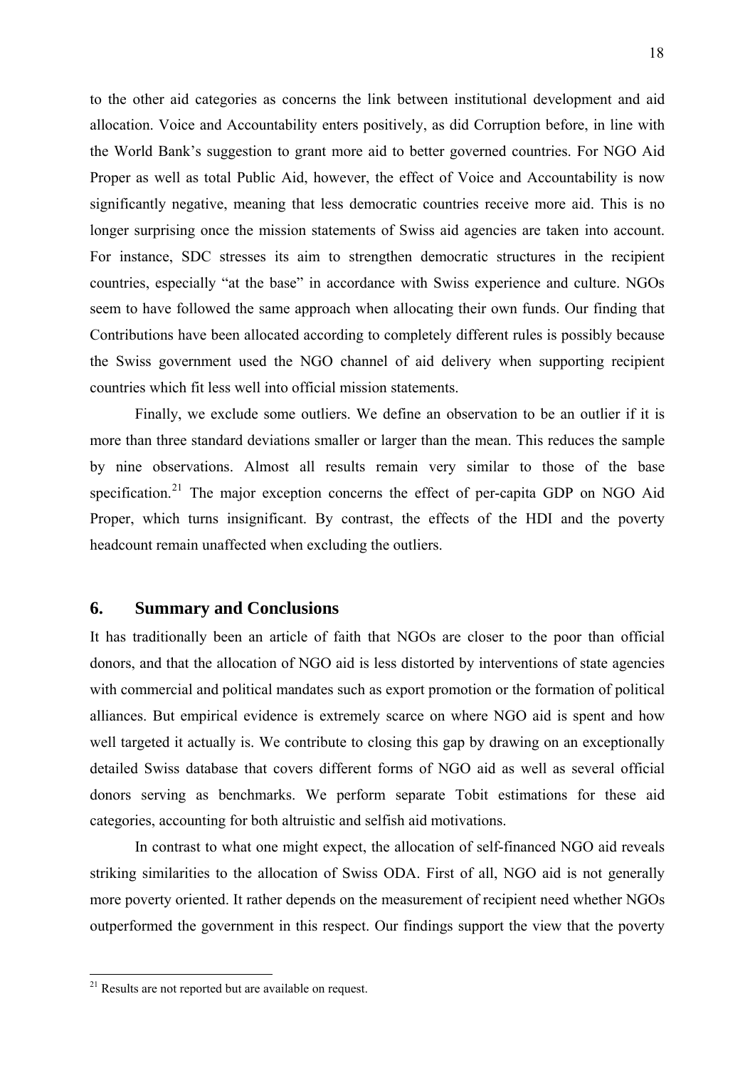to the other aid categories as concerns the link between institutional development and aid allocation. Voice and Accountability enters positively, as did Corruption before, in line with the World Bank's suggestion to grant more aid to better governed countries. For NGO Aid Proper as well as total Public Aid, however, the effect of Voice and Accountability is now significantly negative, meaning that less democratic countries receive more aid. This is no longer surprising once the mission statements of Swiss aid agencies are taken into account. For instance, SDC stresses its aim to strengthen democratic structures in the recipient countries, especially "at the base" in accordance with Swiss experience and culture. NGOs seem to have followed the same approach when allocating their own funds. Our finding that Contributions have been allocated according to completely different rules is possibly because the Swiss government used the NGO channel of aid delivery when supporting recipient countries which fit less well into official mission statements.

Finally, we exclude some outliers. We define an observation to be an outlier if it is more than three standard deviations smaller or larger than the mean. This reduces the sample by nine observations. Almost all results remain very similar to those of the base specification.[21] The major exception concerns the effect of per-capita GDP on NGO Aid Proper, which turns insignificant. By contrast, the effects of the HDI and the poverty headcount remain unaffected when excluding the outliers.

## 6. Summary and Conclusions

It has traditionally been an article of faith that NGOs are closer to the poor than official donors, and that the allocation of NGO aid is less distorted by interventions of state agencies with commercial and political mandates such as export promotion or the formation of political alliances. But empirical evidence is extremely scarce on where NGO aid is spent and how well targeted it actually is. We contribute to closing this gap by drawing on an exceptionally detailed Swiss database that covers different forms of NGO aid as well as several official donors serving as benchmarks. We perform separate Tobit estimations for these aid categories, accounting for both altruistic and selfish aid motivations.

In contrast to what one might expect, the allocation of self-financed NGO aid reveals striking similarities to the allocation of Swiss ODA. First of all, NGO aid is not generally more poverty oriented. It rather depends on the measurement of recipient need whether NGOs outperformed the government in this respect. Our findings support the view that the poverty

[21] Results are not reported but are available on request.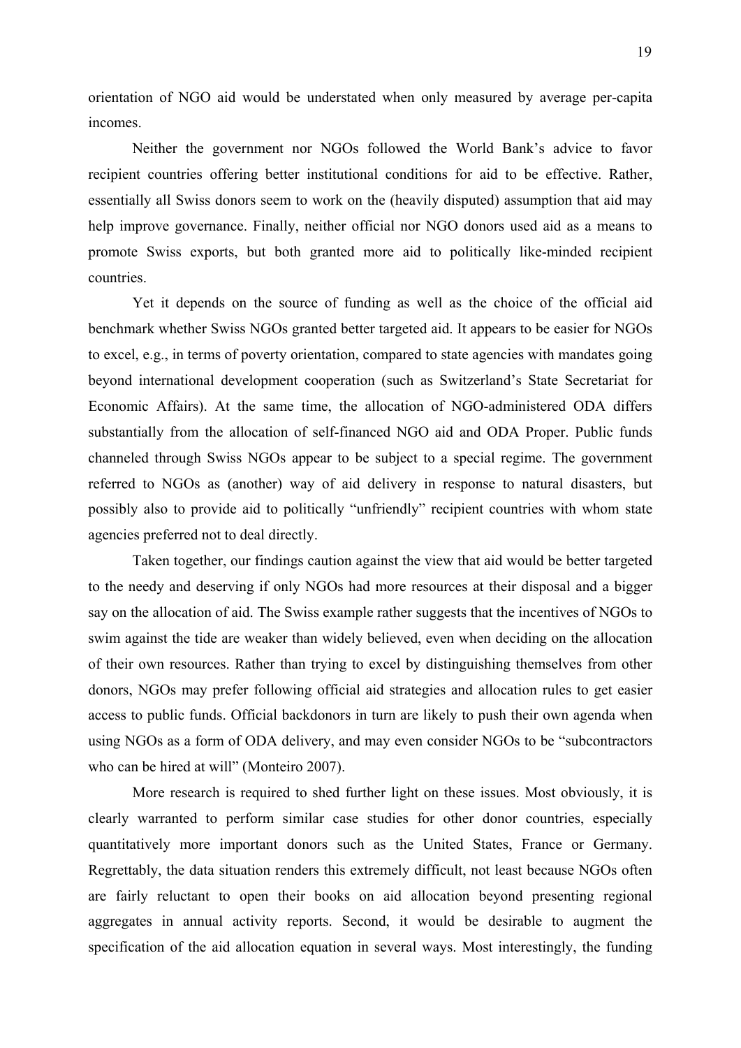orientation of NGO aid would be understated when only measured by average per-capita incomes.

Neither the government nor NGOs followed the World Bank's advice to favor recipient countries offering better institutional conditions for aid to be effective. Rather, essentially all Swiss donors seem to work on the (heavily disputed) assumption that aid may help improve governance. Finally, neither official nor NGO donors used aid as a means to promote Swiss exports, but both granted more aid to politically like-minded recipient countries.

Yet it depends on the source of funding as well as the choice of the official aid benchmark whether Swiss NGOs granted better targeted aid. It appears to be easier for NGOs to excel, e.g., in terms of poverty orientation, compared to state agencies with mandates going beyond international development cooperation (such as Switzerland's State Secretariat for Economic Affairs). At the same time, the allocation of NGO-administered ODA differs substantially from the allocation of self-financed NGO aid and ODA Proper. Public funds channeled through Swiss NGOs appear to be subject to a special regime. The government referred to NGOs as (another) way of aid delivery in response to natural disasters, but possibly also to provide aid to politically "unfriendly" recipient countries with whom state agencies preferred not to deal directly.

Taken together, our findings caution against the view that aid would be better targeted to the needy and deserving if only NGOs had more resources at their disposal and a bigger say on the allocation of aid. The Swiss example rather suggests that the incentives of NGOs to swim against the tide are weaker than widely believed, even when deciding on the allocation of their own resources. Rather than trying to excel by distinguishing themselves from other donors, NGOs may prefer following official aid strategies and allocation rules to get easier access to public funds. Official backdonors in turn are likely to push their own agenda when using NGOs as a form of ODA delivery, and may even consider NGOs to be "subcontractors who can be hired at will" (Monteiro 2007).

More research is required to shed further light on these issues. Most obviously, it is clearly warranted to perform similar case studies for other donor countries, especially quantitatively more important donors such as the United States, France or Germany. Regrettably, the data situation renders this extremely difficult, not least because NGOs often are fairly reluctant to open their books on aid allocation beyond presenting regional aggregates in annual activity reports. Second, it would be desirable to augment the specification of the aid allocation equation in several ways. Most interestingly, the funding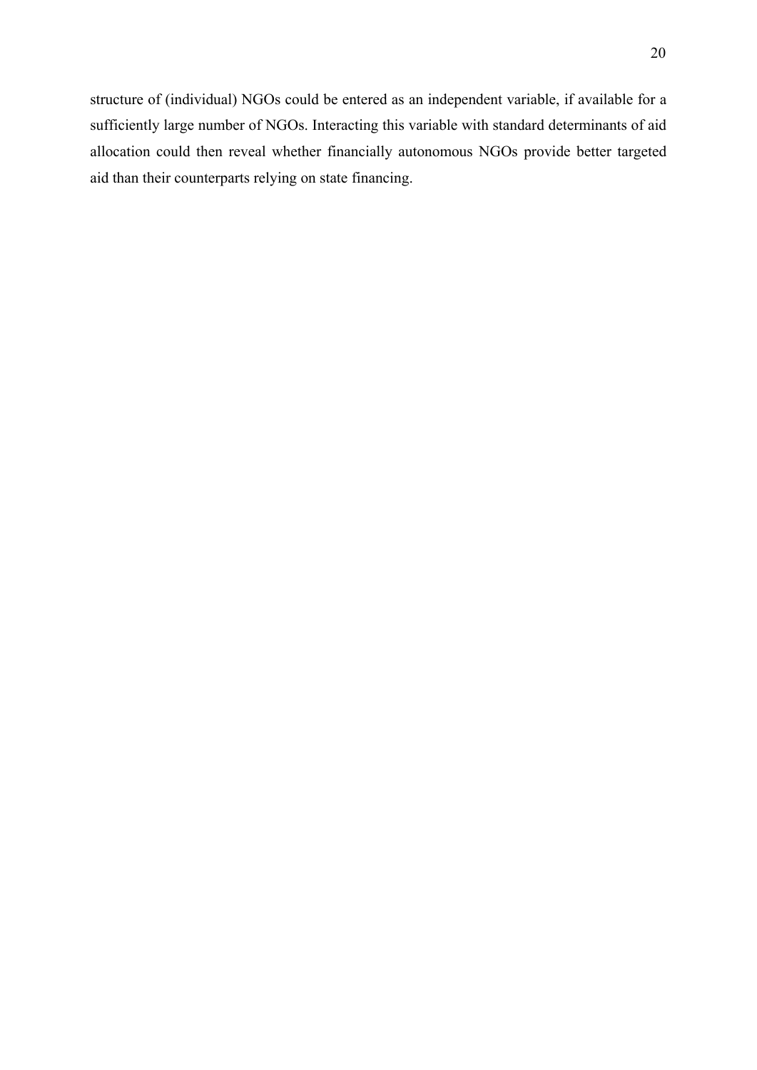structure of (individual) NGOs could be entered as an independent variable, if available for a sufficiently large number of NGOs. Interacting this variable with standard determinants of aid allocation could then reveal whether financially autonomous NGOs provide better targeted aid than their counterparts relying on state financing.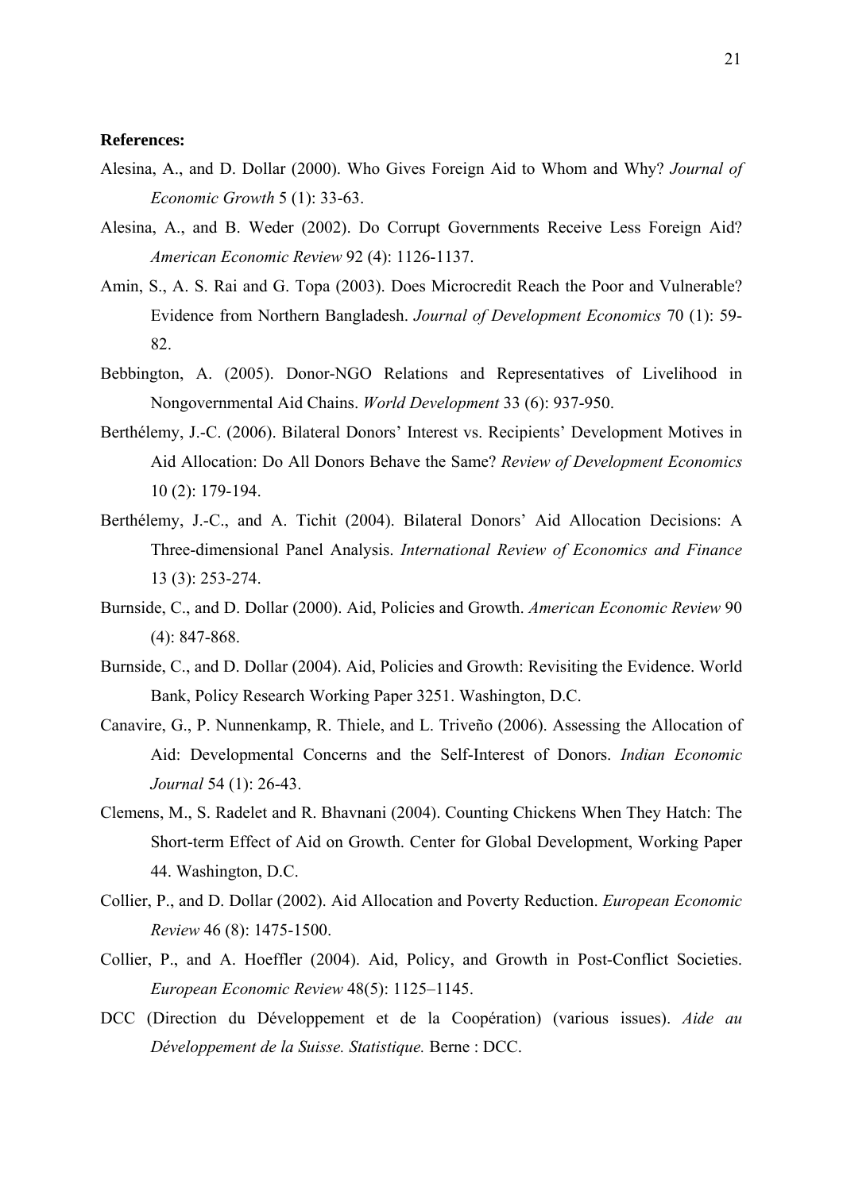**References:**

Alesina, A., and D. Dollar (2000). Who Gives Foreign Aid to Whom and Why? *Journal of Economic Growth* 5 (1): 33-63.

Alesina, A., and B. Weder (2002). Do Corrupt Governments Receive Less Foreign Aid? *American Economic Review* 92 (4): 1126-1137.

Amin, S., A. S. Rai and G. Topa (2003). Does Microcredit Reach the Poor and Vulnerable? Evidence from Northern Bangladesh. *Journal of Development Economics* 70 (1): 59-82.

Bebbington, A. (2005). Donor-NGO Relations and Representatives of Livelihood in Nongovernmental Aid Chains. *World Development* 33 (6): 937-950.

Berthélemy, J.-C. (2006). Bilateral Donors' Interest vs. Recipients' Development Motives in Aid Allocation: Do All Donors Behave the Same? *Review of Development Economics* 10 (2): 179-194.

Berthélemy, J.-C., and A. Tichit (2004). Bilateral Donors' Aid Allocation Decisions: A Three-dimensional Panel Analysis. *International Review of Economics and Finance* 13 (3): 253-274.

Burnside, C., and D. Dollar (2000). Aid, Policies and Growth. *American Economic Review* 90 (4): 847-868.

Burnside, C., and D. Dollar (2004). Aid, Policies and Growth: Revisiting the Evidence. World Bank, Policy Research Working Paper 3251. Washington, D.C.

Canavire, G., P. Nunnenkamp, R. Thiele, and L. Triveño (2006). Assessing the Allocation of Aid: Developmental Concerns and the Self-Interest of Donors. *Indian Economic Journal* 54 (1): 26-43.

Clemens, M., S. Radelet and R. Bhavnani (2004). Counting Chickens When They Hatch: The Short-term Effect of Aid on Growth. Center for Global Development, Working Paper 44. Washington, D.C.

Collier, P., and D. Dollar (2002). Aid Allocation and Poverty Reduction. *European Economic Review* 46 (8): 1475-1500.

Collier, P., and A. Hoeffler (2004). Aid, Policy, and Growth in Post-Conflict Societies. *European Economic Review* 48(5): 1125–1145.

DCC (Direction du Développement et de la Coopération) (various issues). *Aide au Développement de la Suisse. Statistique.* Berne : DCC.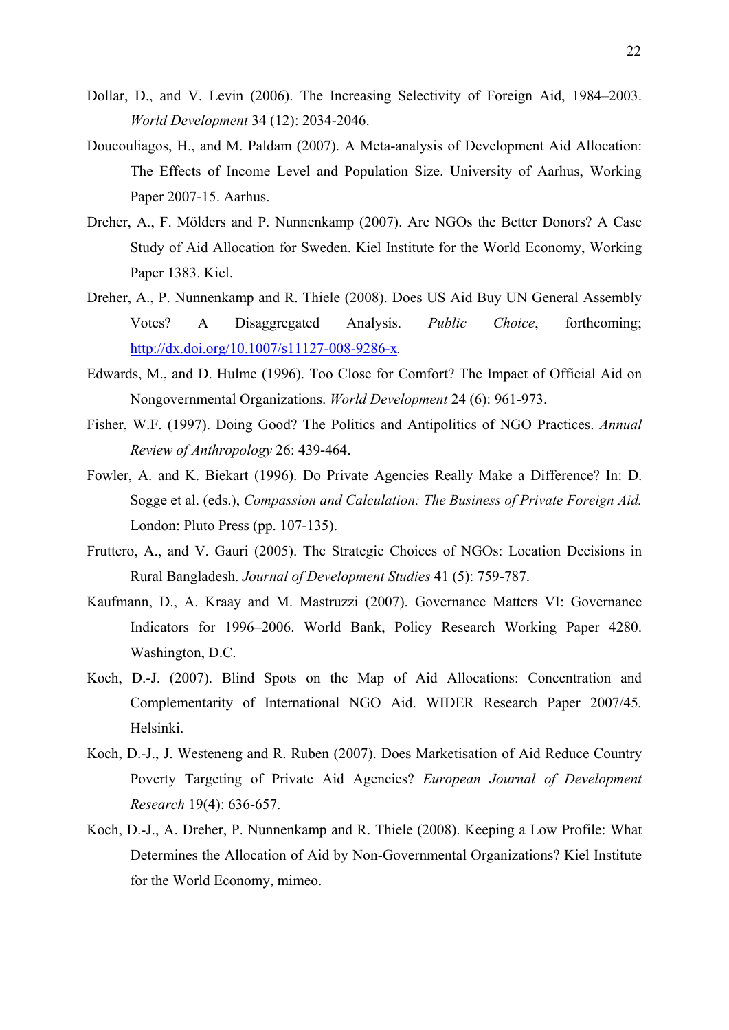Dollar, D., and V. Levin (2006). The Increasing Selectivity of Foreign Aid, 1984–2003. *World Development* 34 (12): 2034-2046.

Doucouliagos, H., and M. Paldam (2007). A Meta-analysis of Development Aid Allocation: The Effects of Income Level and Population Size. University of Aarhus, Working Paper 2007-15. Aarhus.

Dreher, A., F. Mölders and P. Nunnenkamp (2007). Are NGOs the Better Donors? A Case Study of Aid Allocation for Sweden. Kiel Institute for the World Economy, Working Paper 1383. Kiel.

Dreher, A., P. Nunnenkamp and R. Thiele (2008). Does US Aid Buy UN General Assembly Votes? A Disaggregated Analysis. *Public Choice*, forthcoming; http://dx.doi.org/10.1007/s11127-008-9286-x.

Edwards, M., and D. Hulme (1996). Too Close for Comfort? The Impact of Official Aid on Nongovernmental Organizations. *World Development* 24 (6): 961-973.

Fisher, W.F. (1997). Doing Good? The Politics and Antipolitics of NGO Practices. *Annual Review of Anthropology* 26: 439-464.

Fowler, A. and K. Biekart (1996). Do Private Agencies Really Make a Difference? In: D. Sogge et al. (eds.), *Compassion and Calculation: The Business of Private Foreign Aid.* London: Pluto Press (pp. 107-135).

Fruttero, A., and V. Gauri (2005). The Strategic Choices of NGOs: Location Decisions in Rural Bangladesh. *Journal of Development Studies* 41 (5): 759-787.

Kaufmann, D., A. Kraay and M. Mastruzzi (2007). Governance Matters VI: Governance Indicators for 1996–2006. World Bank, Policy Research Working Paper 4280. Washington, D.C.

Koch, D.-J. (2007). Blind Spots on the Map of Aid Allocations: Concentration and Complementarity of International NGO Aid. WIDER Research Paper 2007/45. Helsinki.

Koch, D.-J., J. Westeneng and R. Ruben (2007). Does Marketisation of Aid Reduce Country Poverty Targeting of Private Aid Agencies? *European Journal of Development Research* 19(4): 636-657.

Koch, D.-J., A. Dreher, P. Nunnenkamp and R. Thiele (2008). Keeping a Low Profile: What Determines the Allocation of Aid by Non-Governmental Organizations? Kiel Institute for the World Economy, mimeo.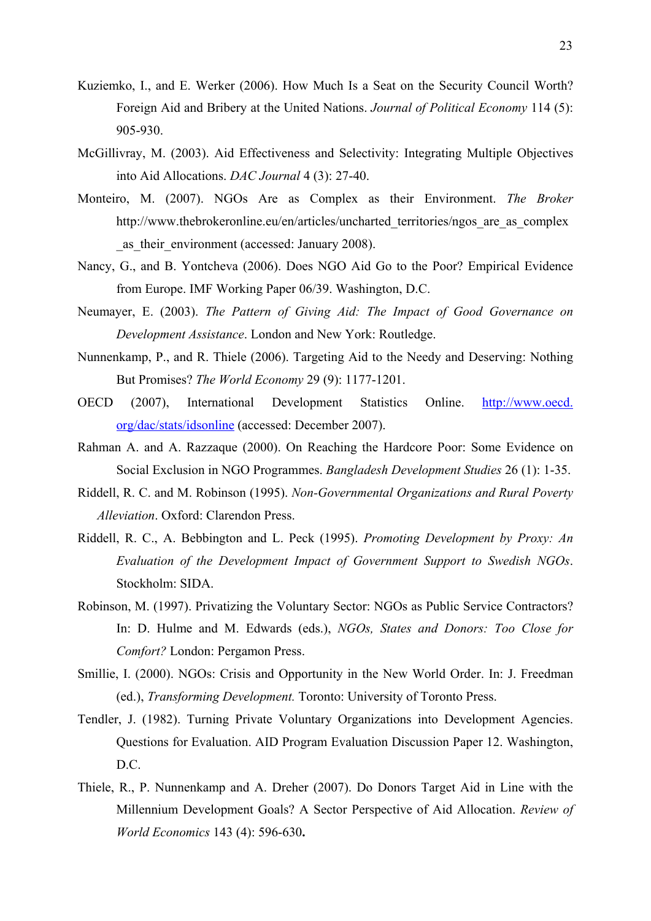Kuziemko, I., and E. Werker (2006). How Much Is a Seat on the Security Council Worth? Foreign Aid and Bribery at the United Nations. *Journal of Political Economy* 114 (5): 905-930.

McGillivray, M. (2003). Aid Effectiveness and Selectivity: Integrating Multiple Objectives into Aid Allocations. *DAC Journal* 4 (3): 27-40.

Monteiro, M. (2007). NGOs Are as Complex as their Environment. *The Broker* http://www.thebrokeronline.eu/en/articles/uncharted_territories/ngos_are_as_complex_as_their_environment (accessed: January 2008).

Nancy, G., and B. Yontcheva (2006). Does NGO Aid Go to the Poor? Empirical Evidence from Europe. IMF Working Paper 06/39. Washington, D.C.

Neumayer, E. (2003). *The Pattern of Giving Aid: The Impact of Good Governance on Development Assistance*. London and New York: Routledge.

Nunnenkamp, P., and R. Thiele (2006). Targeting Aid to the Needy and Deserving: Nothing But Promises? *The World Economy* 29 (9): 1177-1201.

OECD (2007), International Development Statistics Online. http://www.oecd.org/dac/stats/idsonline (accessed: December 2007).

Rahman A. and A. Razzaque (2000). On Reaching the Hardcore Poor: Some Evidence on Social Exclusion in NGO Programmes. *Bangladesh Development Studies* 26 (1): 1-35.

Riddell, R. C. and M. Robinson (1995). *Non-Governmental Organizations and Rural Poverty Alleviation*. Oxford: Clarendon Press.

Riddell, R. C., A. Bebbington and L. Peck (1995). *Promoting Development by Proxy: An Evaluation of the Development Impact of Government Support to Swedish NGOs*. Stockholm: SIDA.

Robinson, M. (1997). Privatizing the Voluntary Sector: NGOs as Public Service Contractors? In: D. Hulme and M. Edwards (eds.), *NGOs, States and Donors: Too Close for Comfort?* London: Pergamon Press.

Smillie, I. (2000). NGOs: Crisis and Opportunity in the New World Order. In: J. Freedman (ed.), *Transforming Development.* Toronto: University of Toronto Press.

Tendler, J. (1982). Turning Private Voluntary Organizations into Development Agencies. Questions for Evaluation. AID Program Evaluation Discussion Paper 12. Washington, D.C.

Thiele, R., P. Nunnenkamp and A. Dreher (2007). Do Donors Target Aid in Line with the Millennium Development Goals? A Sector Perspective of Aid Allocation. *Review of World Economics* 143 (4): 596-630**.**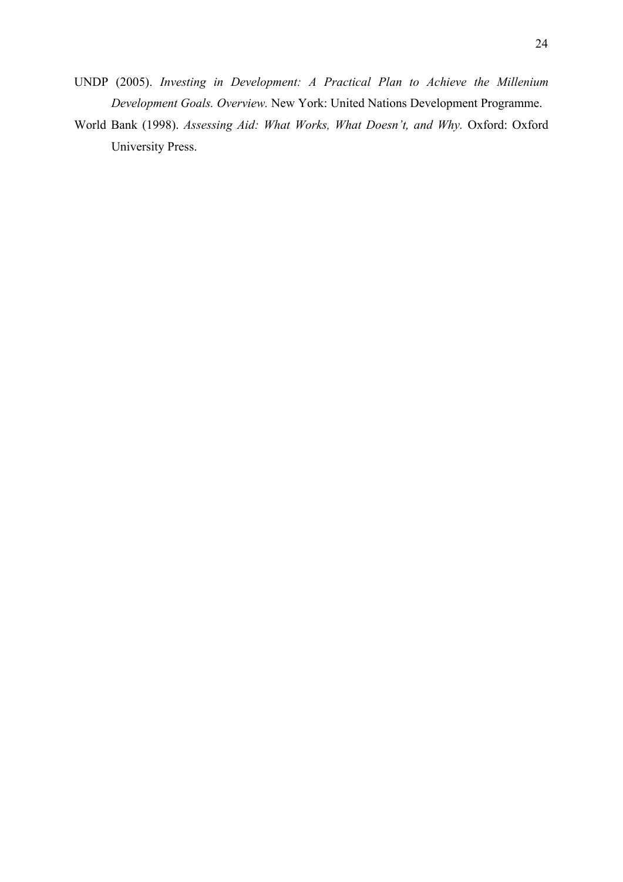UNDP (2005). *Investing in Development: A Practical Plan to Achieve the Millenium Development Goals. Overview.* New York: United Nations Development Programme.

World Bank (1998). *Assessing Aid: What Works, What Doesn't, and Why.* Oxford: Oxford University Press.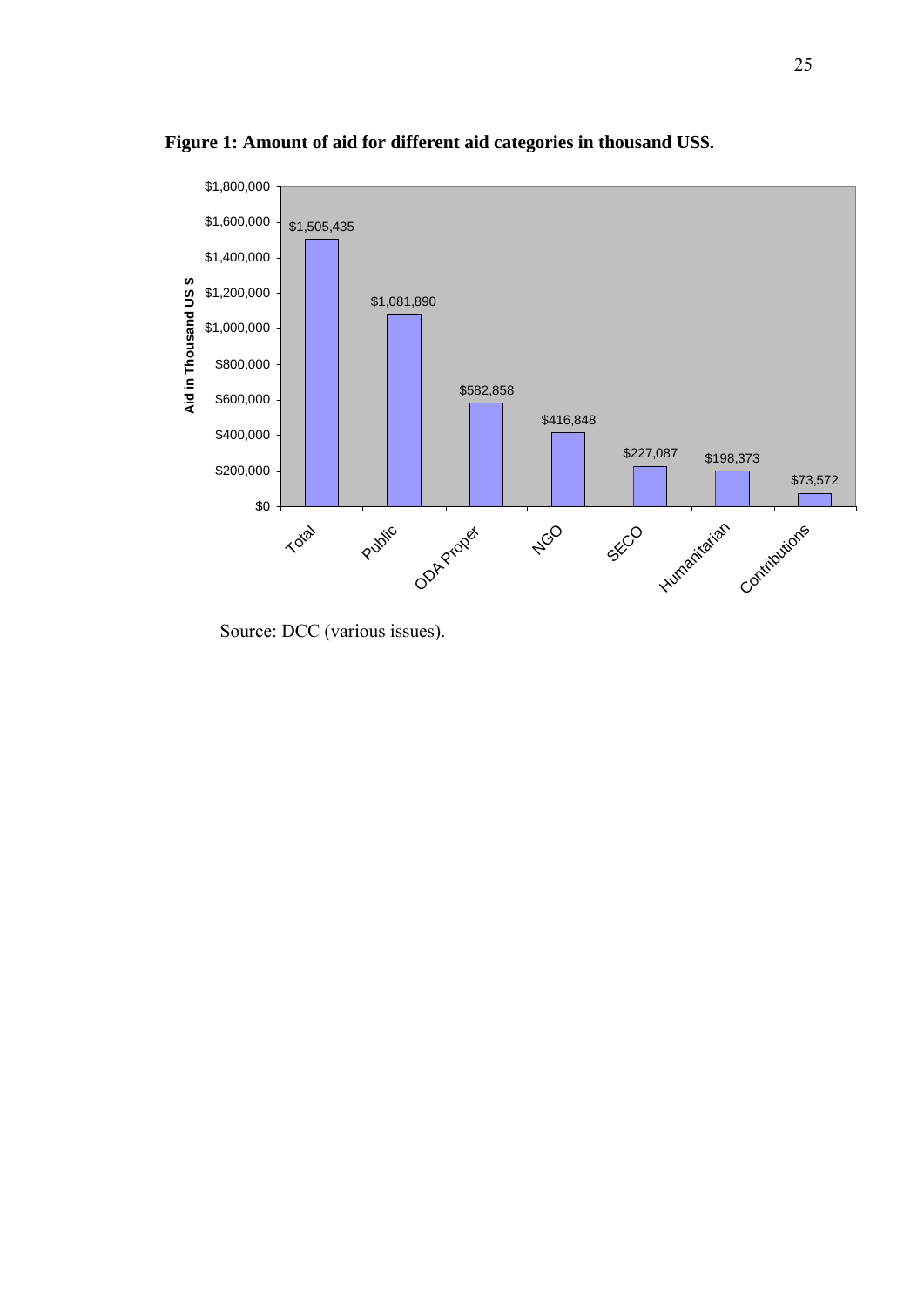**Figure 1: Amount of aid for different aid categories in thousand US$.**

| Category | Aid in Thousand US $ |
|---|---|
| Total | $1,505,435 |
| Public | $1,081,890 |
| ODA Proper | $582,858 |
| NGO | $416,848 |
| SECO | $227,087 |
| Humanitarian | $198,373 |
| Contributions | $73,572 |

Source: DCC (various issues).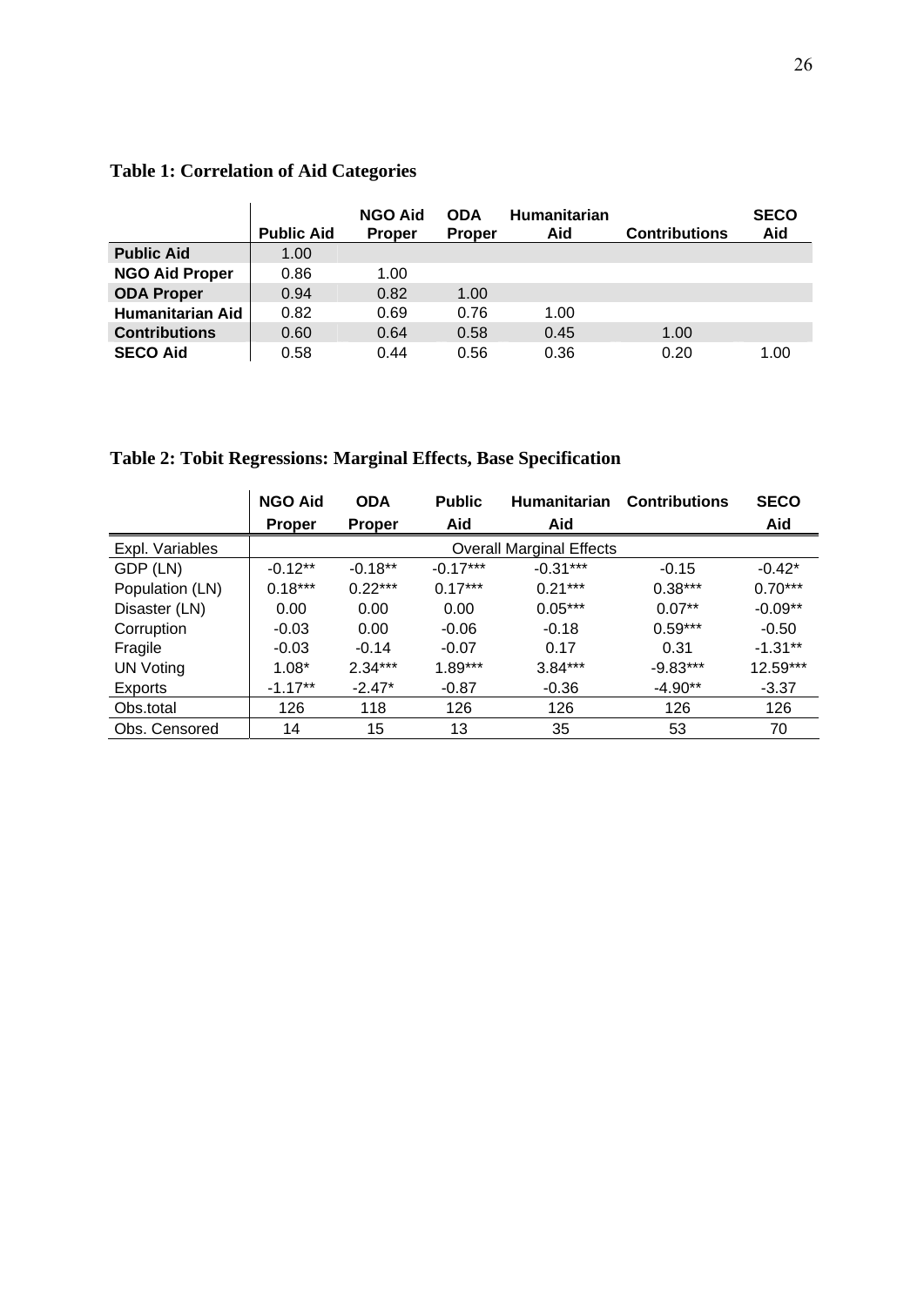**Table 1: Correlation of Aid Categories**

| | Public Aid | NGO Aid Proper | ODA Proper | Humanitarian Aid | Contributions | SECO Aid |
|---|---|---|---|---|---|---|
| **Public Aid** | 1.00 | | | | | |
| **NGO Aid Proper** | 0.86 | 1.00 | | | | |
| **ODA Proper** | 0.94 | 0.82 | 1.00 | | | |
| **Humanitarian Aid** | 0.82 | 0.69 | 0.76 | 1.00 | | |
| **Contributions** | 0.60 | 0.64 | 0.58 | 0.45 | 1.00 | |
| **SECO Aid** | 0.58 | 0.44 | 0.56 | 0.36 | 0.20 | 1.00 |

**Table 2: Tobit Regressions: Marginal Effects, Base Specification**

| | NGO Aid Proper | ODA Proper | Public Aid | Humanitarian Aid | Contributions | SECO Aid |
|---|---|---|---|---|---|---|
| Expl. Variables | Overall Marginal Effects | | | | | |
| GDP (LN) | -0.12** | -0.18** | -0.17*** | -0.31*** | -0.15 | -0.42* |
| Population (LN) | 0.18*** | 0.22*** | 0.17*** | 0.21*** | 0.38*** | 0.70*** |
| Disaster (LN) | 0.00 | 0.00 | 0.00 | 0.05*** | 0.07** | -0.09** |
| Corruption | -0.03 | 0.00 | -0.06 | -0.18 | 0.59*** | -0.50 |
| Fragile | -0.03 | -0.14 | -0.07 | 0.17 | 0.31 | -1.31** |
| UN Voting | 1.08* | 2.34*** | 1.89*** | 3.84*** | -9.83*** | 12.59*** |
| Exports | -1.17** | -2.47* | -0.87 | -0.36 | -4.90** | -3.37 |
| Obs.total | 126 | 118 | 126 | 126 | 126 | 126 |
| Obs. Censored | 14 | 15 | 13 | 35 | 53 | 70 |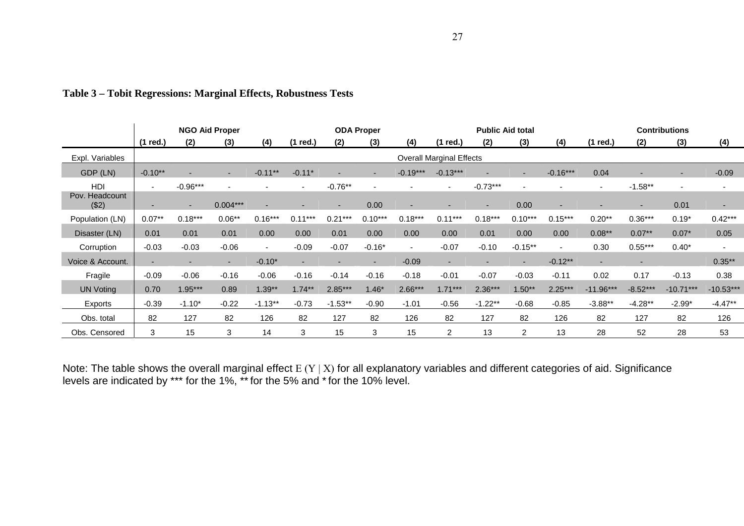**Table 3 – Tobit Regressions: Marginal Effects, Robustness Tests**

| | NGO Aid Proper | | | | ODA Proper | | | | Public Aid total | | | | Contributions | | | |
|---|---|---|---|---|---|---|---|---|---|---|---|---|---|---|---|---|
| | (1 red.) | (2) | (3) | (4) | (1 red.) | (2) | (3) | (4) | (1 red.) | (2) | (3) | (4) | (1 red.) | (2) | (3) | (4) |
| Expl. Variables | Overall Marginal Effects | | | | | | | | | | | | | | | |
| GDP (LN) | -0.10** | - | - | -0.11** | -0.11* | - | - | -0.19*** | -0.13*** | - | - | -0.16*** | 0.04 | - | - | -0.09 |
| HDI | - | -0.96*** | - | - | - | -0.76** | - | - | - | -0.73*** | - | - | - | -1.58** | - | - |
| Pov. Headcount ($2) | - | - | 0.004*** | - | - | - | 0.00 | - | - | - | 0.00 | - | - | - | 0.01 | - |
| Population (LN) | 0.07** | 0.18*** | 0.06** | 0.16*** | 0.11*** | 0.21*** | 0.10*** | 0.18*** | 0.11*** | 0.18*** | 0.10*** | 0.15*** | 0.20** | 0.36*** | 0.19* | 0.42*** |
| Disaster (LN) | 0.01 | 0.01 | 0.01 | 0.00 | 0.00 | 0.01 | 0.00 | 0.00 | 0.00 | 0.01 | 0.00 | 0.00 | 0.08** | 0.07** | 0.07* | 0.05 |
| Corruption | -0.03 | -0.03 | -0.06 | - | -0.09 | -0.07 | -0.16* | - | -0.07 | -0.10 | -0.15** | - | 0.30 | 0.55*** | 0.40* | - |
| Voice & Account. | - | - | - | -0.10* | - | - | - | -0.09 | - | - | - | -0.12** | - | - | | 0.35** |
| Fragile | -0.09 | -0.06 | -0.16 | -0.06 | -0.16 | -0.14 | -0.16 | -0.18 | -0.01 | -0.07 | -0.03 | -0.11 | 0.02 | 0.17 | -0.13 | 0.38 |
| UN Voting | 0.70 | 1.95*** | 0.89 | 1.39** | 1.74** | 2.85*** | 1.46* | 2.66*** | 1.71*** | 2.36*** | 1.50** | 2.25*** | -11.96*** | -8.52*** | -10.71*** | -10.53*** |
| Exports | -0.39 | -1.10* | -0.22 | -1.13** | -0.73 | -1.53** | -0.90 | -1.01 | -0.56 | -1.22** | -0.68 | -0.85 | -3.88** | -4.28** | -2.99* | -4.47** |
| Obs. total | 82 | 127 | 82 | 126 | 82 | 127 | 82 | 126 | 82 | 127 | 82 | 126 | 82 | 127 | 82 | 126 |
| Obs. Censored | 3 | 15 | 3 | 14 | 3 | 15 | 3 | 15 | 2 | 13 | 2 | 13 | 28 | 52 | 28 | 53 |

Note: The table shows the overall marginal effect $E(Y \mid X)$ for all explanatory variables and different categories of aid. Significance levels are indicated by *** for the 1%, ** for the 5% and * for the 10% level.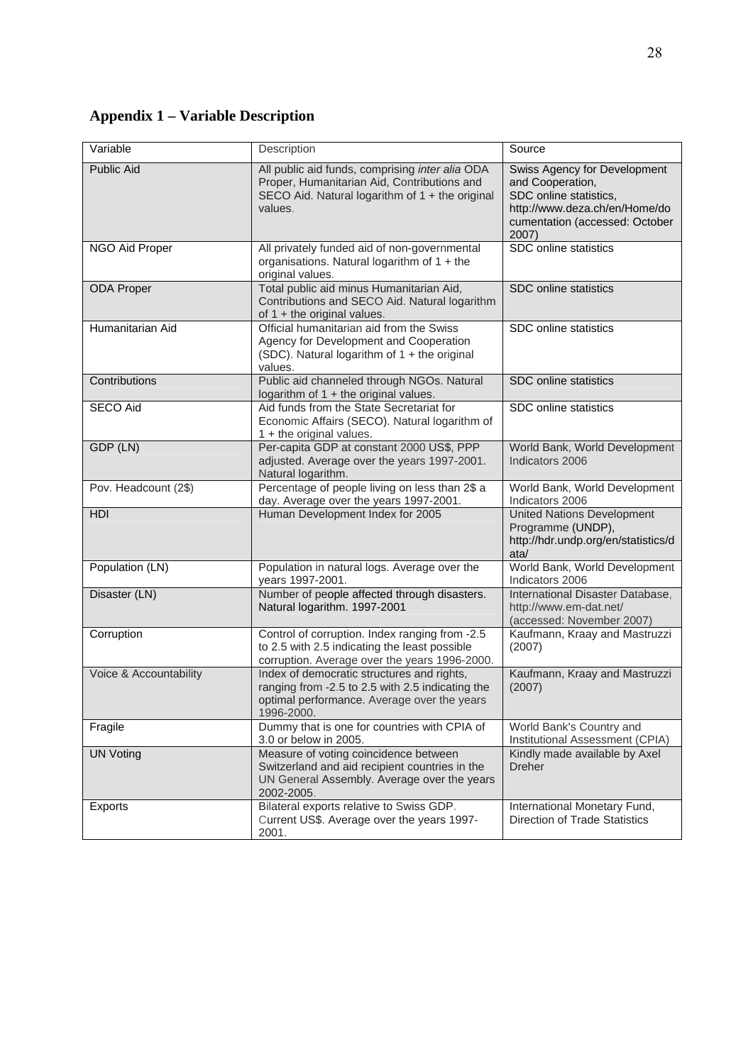## Appendix 1 – Variable Description

| Variable | Description | Source |
|---|---|---|
| Public Aid | All public aid funds, comprising *inter alia* ODA Proper, Humanitarian Aid, Contributions and SECO Aid. Natural logarithm of 1 + the original values. | Swiss Agency for Development and Cooperation, SDC online statistics, http://www.deza.ch/en/Home/documentation (accessed: October 2007) |
| NGO Aid Proper | All privately funded aid of non-governmental organisations. Natural logarithm of 1 + the original values. | SDC online statistics |
| ODA Proper | Total public aid minus Humanitarian Aid, Contributions and SECO Aid. Natural logarithm of 1 + the original values. | SDC online statistics |
| Humanitarian Aid | Official humanitarian aid from the Swiss Agency for Development and Cooperation (SDC). Natural logarithm of 1 + the original values. | SDC online statistics |
| Contributions | Public aid channeled through NGOs. Natural logarithm of 1 + the original values. | SDC online statistics |
| SECO Aid | Aid funds from the State Secretariat for Economic Affairs (SECO). Natural logarithm of 1 + the original values. | SDC online statistics |
| GDP (LN) | Per-capita GDP at constant 2000 US$, PPP adjusted. Average over the years 1997-2001. Natural logarithm. | World Bank, World Development Indicators 2006 |
| Pov. Headcount (2$) | Percentage of people living on less than 2$ a day. Average over the years 1997-2001. | World Bank, World Development Indicators 2006 |
| HDI | Human Development Index for 2005 | United Nations Development Programme (UNDP), http://hdr.undp.org/en/statistics/data/ |
| Population (LN) | Population in natural logs. Average over the years 1997-2001. | World Bank, World Development Indicators 2006 |
| Disaster (LN) | Number of people affected through disasters. Natural logarithm. 1997-2001 | International Disaster Database, http://www.em-dat.net/ (accessed: November 2007) |
| Corruption | Control of corruption. Index ranging from -2.5 to 2.5 with 2.5 indicating the least possible corruption. Average over the years 1996-2000. | Kaufmann, Kraay and Mastruzzi (2007) |
| Voice & Accountability | Index of democratic structures and rights, ranging from -2.5 to 2.5 with 2.5 indicating the optimal performance. Average over the years 1996-2000. | Kaufmann, Kraay and Mastruzzi (2007) |
| Fragile | Dummy that is one for countries with CPIA of 3.0 or below in 2005. | World Bank's Country and Institutional Assessment (CPIA) |
| UN Voting | Measure of voting coincidence between Switzerland and aid recipient countries in the UN General Assembly. Average over the years 2002-2005. | Kindly made available by Axel Dreher |
| Exports | Bilateral exports relative to Swiss GDP. Current US$. Average over the years 1997-2001. | International Monetary Fund, Direction of Trade Statistics |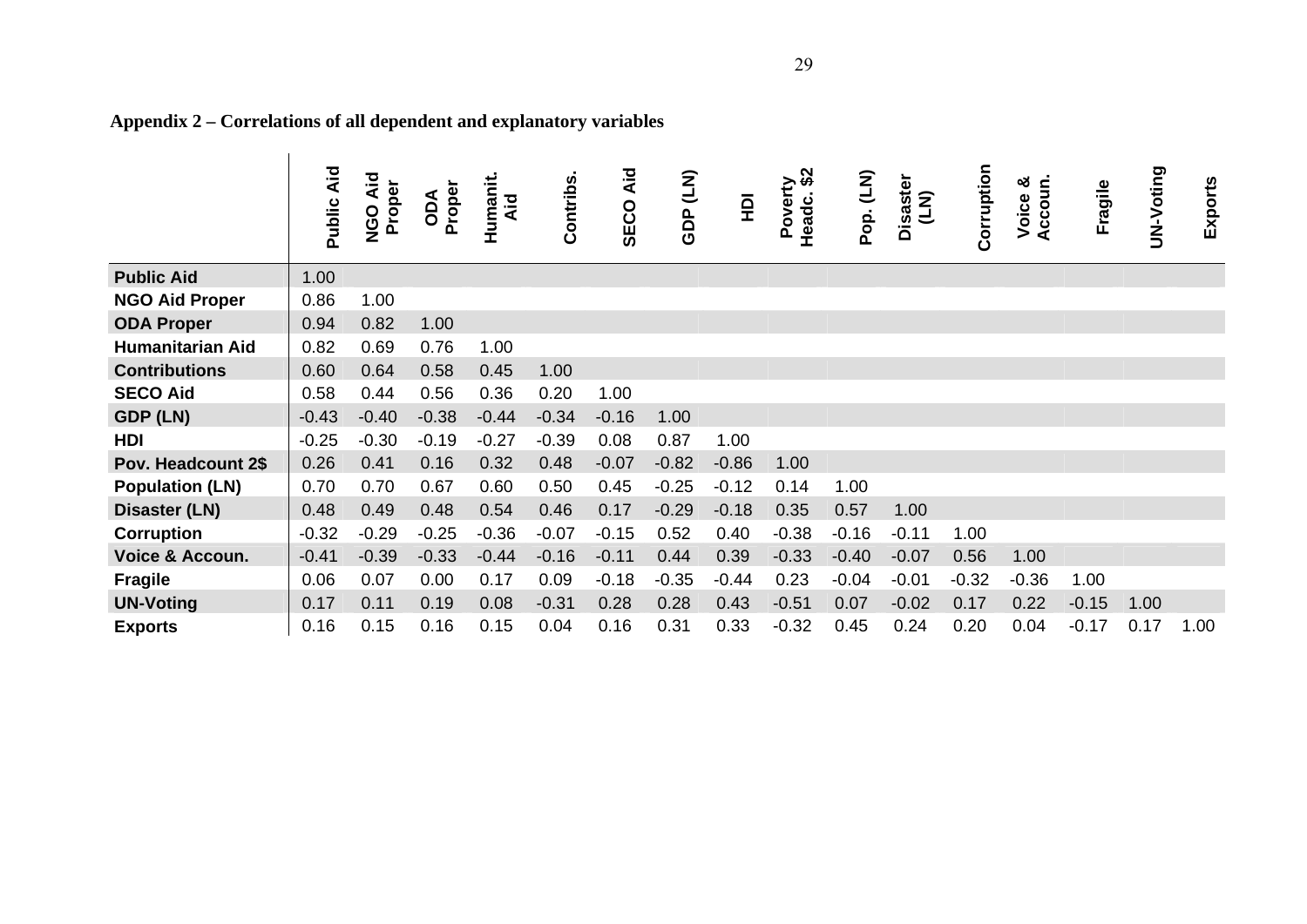**Appendix 2 – Correlations of all dependent and explanatory variables**

| | Public Aid | NGO Aid Proper | ODA Proper | Humanit. Aid | Contribs. | SECO Aid | GDP (LN) | HDI | Poverty Headc. $2 | Pop. (LN) | Disaster (LN) | Corruption | Voice & Accoun. | Fragile | UN-Voting | Exports |
|---|---|---|---|---|---|---|---|---|---|---|---|---|---|---|---|---|
| **Public Aid** | 1.00 | | | | | | | | | | | | | | | |
| **NGO Aid Proper** | 0.86 | 1.00 | | | | | | | | | | | | | | |
| **ODA Proper** | 0.94 | 0.82 | 1.00 | | | | | | | | | | | | | |
| **Humanitarian Aid** | 0.82 | 0.69 | 0.76 | 1.00 | | | | | | | | | | | | |
| **Contributions** | 0.60 | 0.64 | 0.58 | 0.45 | 1.00 | | | | | | | | | | | |
| **SECO Aid** | 0.58 | 0.44 | 0.56 | 0.36 | 0.20 | 1.00 | | | | | | | | | | |
| **GDP (LN)** | -0.43 | -0.40 | -0.38 | -0.44 | -0.34 | -0.16 | 1.00 | | | | | | | | | |
| **HDI** | -0.25 | -0.30 | -0.19 | -0.27 | -0.39 | 0.08 | 0.87 | 1.00 | | | | | | | | |
| **Pov. Headcount 2$** | 0.26 | 0.41 | 0.16 | 0.32 | 0.48 | -0.07 | -0.82 | -0.86 | 1.00 | | | | | | | |
| **Population (LN)** | 0.70 | 0.70 | 0.67 | 0.60 | 0.50 | 0.45 | -0.25 | -0.12 | 0.14 | 1.00 | | | | | | |
| **Disaster (LN)** | 0.48 | 0.49 | 0.48 | 0.54 | 0.46 | 0.17 | -0.29 | -0.18 | 0.35 | 0.57 | 1.00 | | | | | |
| **Corruption** | -0.32 | -0.29 | -0.25 | -0.36 | -0.07 | -0.15 | 0.52 | 0.40 | -0.38 | -0.16 | -0.11 | 1.00 | | | | |
| **Voice & Accoun.** | -0.41 | -0.39 | -0.33 | -0.44 | -0.16 | -0.11 | 0.44 | 0.39 | -0.33 | -0.40 | -0.07 | 0.56 | 1.00 | | | |
| **Fragile** | 0.06 | 0.07 | 0.00 | 0.17 | 0.09 | -0.18 | -0.35 | -0.44 | 0.23 | -0.04 | -0.01 | -0.32 | -0.36 | 1.00 | | |
| **UN-Voting** | 0.17 | 0.11 | 0.19 | 0.08 | -0.31 | 0.28 | 0.28 | 0.43 | -0.51 | 0.07 | -0.02 | 0.17 | 0.22 | -0.15 | 1.00 | |
| **Exports** | 0.16 | 0.15 | 0.16 | 0.15 | 0.04 | 0.16 | 0.31 | 0.33 | -0.32 | 0.45 | 0.24 | 0.20 | 0.04 | -0.17 | 0.17 | 1.00 |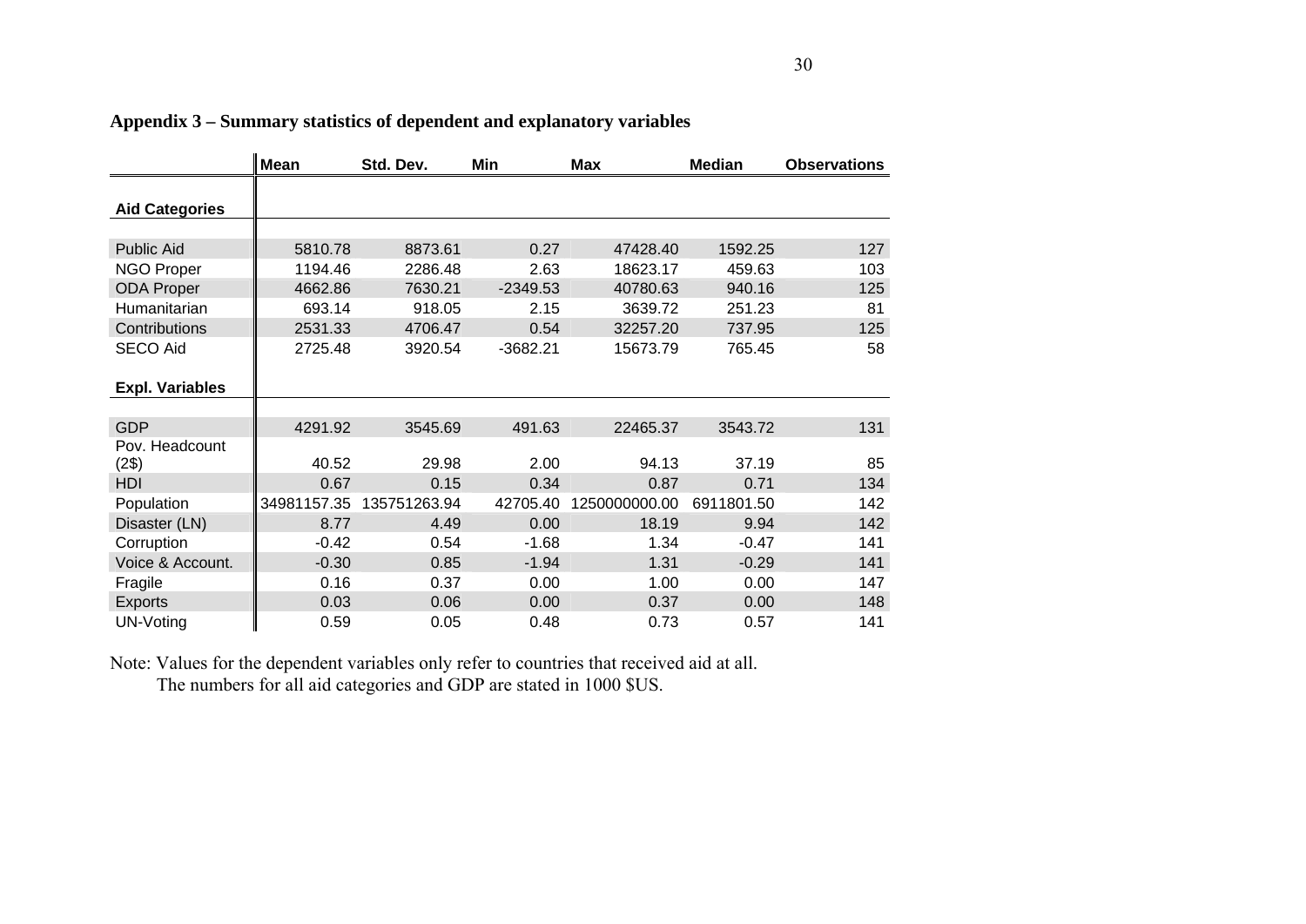**Appendix 3 – Summary statistics of dependent and explanatory variables**

| | Mean | Std. Dev. | Min | Max | Median | Observations |
|---|---|---|---|---|---|---|
| **Aid Categories** | | | | | | |
| Public Aid | 5810.78 | 8873.61 | 0.27 | 47428.40 | 1592.25 | 127 |
| NGO Proper | 1194.46 | 2286.48 | 2.63 | 18623.17 | 459.63 | 103 |
| ODA Proper | 4662.86 | 7630.21 | -2349.53 | 40780.63 | 940.16 | 125 |
| Humanitarian | 693.14 | 918.05 | 2.15 | 3639.72 | 251.23 | 81 |
| Contributions | 2531.33 | 4706.47 | 0.54 | 32257.20 | 737.95 | 125 |
| SECO Aid | 2725.48 | 3920.54 | -3682.21 | 15673.79 | 765.45 | 58 |
| **Expl. Variables** | | | | | | |
| GDP | 4291.92 | 3545.69 | 491.63 | 22465.37 | 3543.72 | 131 |
| Pov. Headcount (2$) | 40.52 | 29.98 | 2.00 | 94.13 | 37.19 | 85 |
| HDI | 0.67 | 0.15 | 0.34 | 0.87 | 0.71 | 134 |
| Population | 34981157.35 | 135751263.94 | 42705.40 | 1250000000.00 | 6911801.50 | 142 |
| Disaster (LN) | 8.77 | 4.49 | 0.00 | 18.19 | 9.94 | 142 |
| Corruption | -0.42 | 0.54 | -1.68 | 1.34 | -0.47 | 141 |
| Voice & Account. | -0.30 | 0.85 | -1.94 | 1.31 | -0.29 | 141 |
| Fragile | 0.16 | 0.37 | 0.00 | 1.00 | 0.00 | 147 |
| Exports | 0.03 | 0.06 | 0.00 | 0.37 | 0.00 | 148 |
| UN-Voting | 0.59 | 0.05 | 0.48 | 0.73 | 0.57 | 141 |

Note: Values for the dependent variables only refer to countries that received aid at all.
The numbers for all aid categories and GDP are stated in 1000 $US.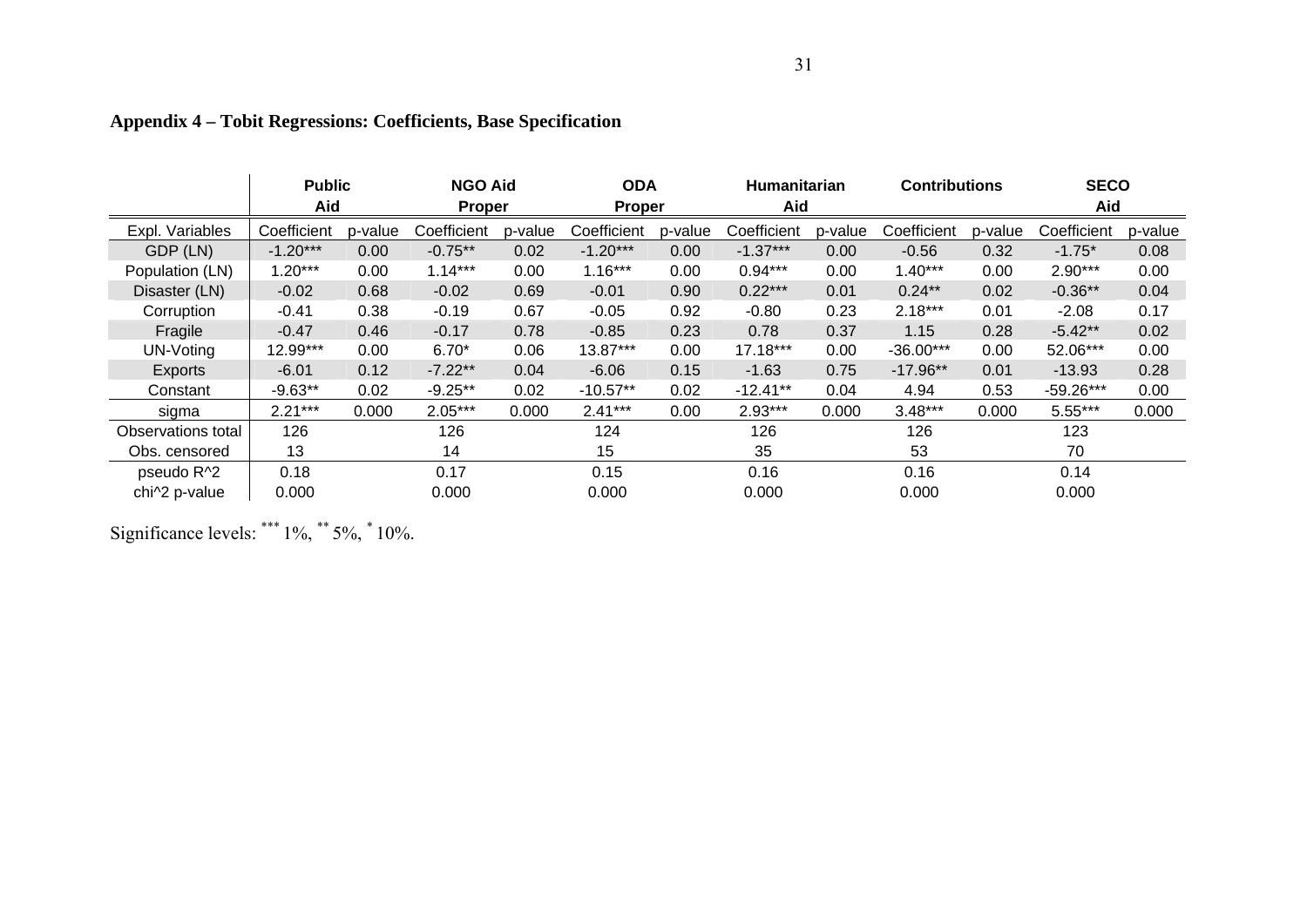**Appendix 4 – Tobit Regressions: Coefficients, Base Specification**

| | Public Aid | | NGO Aid Proper | | ODA Proper | | Humanitarian Aid | | Contributions | | SECO Aid | |
|---|---|---|---|---|---|---|---|---|---|---|---|---|
| Expl. Variables | Coefficient | p-value | Coefficient | p-value | Coefficient | p-value | Coefficient | p-value | Coefficient | p-value | Coefficient | p-value |
| GDP (LN) | -1.20*** | 0.00 | -0.75** | 0.02 | -1.20*** | 0.00 | -1.37*** | 0.00 | -0.56 | 0.32 | -1.75* | 0.08 |
| Population (LN) | 1.20*** | 0.00 | 1.14*** | 0.00 | 1.16*** | 0.00 | 0.94*** | 0.00 | 1.40*** | 0.00 | 2.90*** | 0.00 |
| Disaster (LN) | -0.02 | 0.68 | -0.02 | 0.69 | -0.01 | 0.90 | 0.22*** | 0.01 | 0.24** | 0.02 | -0.36** | 0.04 |
| Corruption | -0.41 | 0.38 | -0.19 | 0.67 | -0.05 | 0.92 | -0.80 | 0.23 | 2.18*** | 0.01 | -2.08 | 0.17 |
| Fragile | -0.47 | 0.46 | -0.17 | 0.78 | -0.85 | 0.23 | 0.78 | 0.37 | 1.15 | 0.28 | -5.42** | 0.02 |
| UN-Voting | 12.99*** | 0.00 | 6.70* | 0.06 | 13.87*** | 0.00 | 17.18*** | 0.00 | -36.00*** | 0.00 | 52.06*** | 0.00 |
| Exports | -6.01 | 0.12 | -7.22** | 0.04 | -6.06 | 0.15 | -1.63 | 0.75 | -17.96** | 0.01 | -13.93 | 0.28 |
| Constant | -9.63** | 0.02 | -9.25** | 0.02 | -10.57** | 0.02 | -12.41** | 0.04 | 4.94 | 0.53 | -59.26*** | 0.00 |
| sigma | 2.21*** | 0.000 | 2.05*** | 0.000 | 2.41*** | 0.00 | 2.93*** | 0.000 | 3.48*** | 0.000 | 5.55*** | 0.000 |
| Observations total | 126 | | 126 | | 124 | | 126 | | 126 | | 123 | |
| Obs. censored | 13 | | 14 | | 15 | | 35 | | 53 | | 70 | |
| pseudo R^2 | 0.18 | | 0.17 | | 0.15 | | 0.16 | | 0.16 | | 0.14 | |
| chi^2 p-value | 0.000 | | 0.000 | | 0.000 | | 0.000 | | 0.000 | | 0.000 | |

Significance levels: *** 1%, ** 5%, * 10%.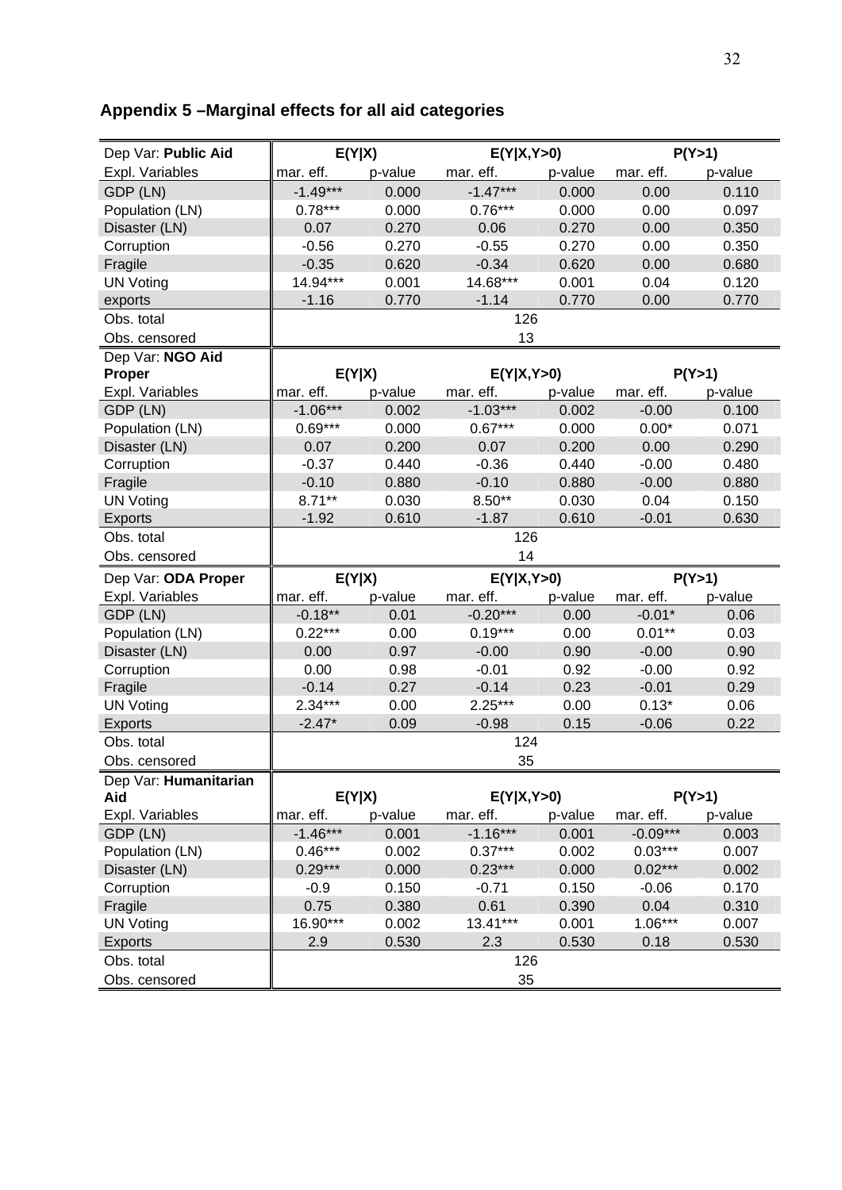## Appendix 5 –Marginal effects for all aid categories

| Dep Var: **Public Aid** | E(Y\|X) | | E(Y\|X,Y>0) | | P(Y>1) | |
|---|---|---|---|---|---|---|
| Expl. Variables | mar. eff. | p-value | mar. eff. | p-value | mar. eff. | p-value |
| GDP (LN) | -1.49*** | 0.000 | -1.47*** | 0.000 | 0.00 | 0.110 |
| Population (LN) | 0.78*** | 0.000 | 0.76*** | 0.000 | 0.00 | 0.097 |
| Disaster (LN) | 0.07 | 0.270 | 0.06 | 0.270 | 0.00 | 0.350 |
| Corruption | -0.56 | 0.270 | -0.55 | 0.270 | 0.00 | 0.350 |
| Fragile | -0.35 | 0.620 | -0.34 | 0.620 | 0.00 | 0.680 |
| UN Voting | 14.94*** | 0.001 | 14.68*** | 0.001 | 0.04 | 0.120 |
| exports | -1.16 | 0.770 | -1.14 | 0.770 | 0.00 | 0.770 |
| Obs. total | | | 126 | | | |
| Obs. censored | | | 13 | | | |
| Dep Var: **NGO Aid Proper** | E(Y\|X) | | E(Y\|X,Y>0) | | P(Y>1) | |
| Expl. Variables | mar. eff. | p-value | mar. eff. | p-value | mar. eff. | p-value |
| GDP (LN) | -1.06*** | 0.002 | -1.03*** | 0.002 | -0.00 | 0.100 |
| Population (LN) | 0.69*** | 0.000 | 0.67*** | 0.000 | 0.00* | 0.071 |
| Disaster (LN) | 0.07 | 0.200 | 0.07 | 0.200 | 0.00 | 0.290 |
| Corruption | -0.37 | 0.440 | -0.36 | 0.440 | -0.00 | 0.480 |
| Fragile | -0.10 | 0.880 | -0.10 | 0.880 | -0.00 | 0.880 |
| UN Voting | 8.71** | 0.030 | 8.50** | 0.030 | 0.04 | 0.150 |
| Exports | -1.92 | 0.610 | -1.87 | 0.610 | -0.01 | 0.630 |
| Obs. total | | | 126 | | | |
| Obs. censored | | | 14 | | | |
| Dep Var: **ODA Proper** | E(Y\|X) | | E(Y\|X,Y>0) | | P(Y>1) | |
| Expl. Variables | mar. eff. | p-value | mar. eff. | p-value | mar. eff. | p-value |
| GDP (LN) | -0.18** | 0.01 | -0.20*** | 0.00 | -0.01* | 0.06 |
| Population (LN) | 0.22*** | 0.00 | 0.19*** | 0.00 | 0.01** | 0.03 |
| Disaster (LN) | 0.00 | 0.97 | -0.00 | 0.90 | -0.00 | 0.90 |
| Corruption | 0.00 | 0.98 | -0.01 | 0.92 | -0.00 | 0.92 |
| Fragile | -0.14 | 0.27 | -0.14 | 0.23 | -0.01 | 0.29 |
| UN Voting | 2.34*** | 0.00 | 2.25*** | 0.00 | 0.13* | 0.06 |
| Exports | -2.47* | 0.09 | -0.98 | 0.15 | -0.06 | 0.22 |
| Obs. total | | | 124 | | | |
| Obs. censored | | | 35 | | | |
| Dep Var: **Humanitarian Aid** | E(Y\|X) | | E(Y\|X,Y>0) | | P(Y>1) | |
| Expl. Variables | mar. eff. | p-value | mar. eff. | p-value | mar. eff. | p-value |
| GDP (LN) | -1.46*** | 0.001 | -1.16*** | 0.001 | -0.09*** | 0.003 |
| Population (LN) | 0.46*** | 0.002 | 0.37*** | 0.002 | 0.03*** | 0.007 |
| Disaster (LN) | 0.29*** | 0.000 | 0.23*** | 0.000 | 0.02*** | 0.002 |
| Corruption | -0.9 | 0.150 | -0.71 | 0.150 | -0.06 | 0.170 |
| Fragile | 0.75 | 0.380 | 0.61 | 0.390 | 0.04 | 0.310 |
| UN Voting | 16.90*** | 0.002 | 13.41*** | 0.001 | 1.06*** | 0.007 |
| Exports | 2.9 | 0.530 | 2.3 | 0.530 | 0.18 | 0.530 |
| Obs. total | | | 126 | | | |
| Obs. censored | | | 35 | | | |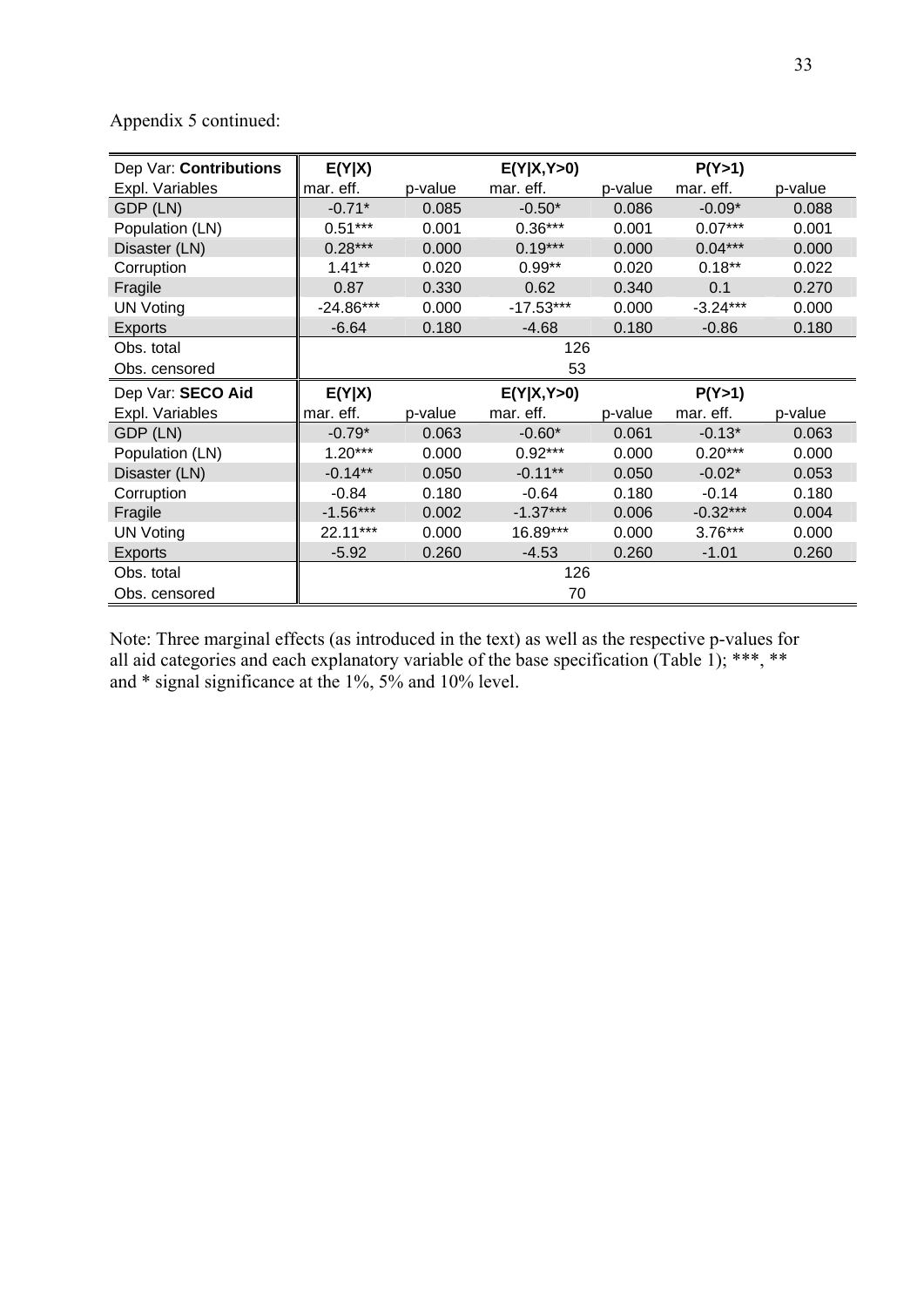Appendix 5 continued:

| Dep Var: **Contributions** | E(Y\|X) | | E(Y\|X,Y>0) | | P(Y>1) | |
|---|---|---|---|---|---|---|
| Expl. Variables | mar. eff. | p-value | mar. eff. | p-value | mar. eff. | p-value |
| GDP (LN) | -0.71* | 0.085 | -0.50* | 0.086 | -0.09* | 0.088 |
| Population (LN) | 0.51*** | 0.001 | 0.36*** | 0.001 | 0.07*** | 0.001 |
| Disaster (LN) | 0.28*** | 0.000 | 0.19*** | 0.000 | 0.04*** | 0.000 |
| Corruption | 1.41** | 0.020 | 0.99** | 0.020 | 0.18** | 0.022 |
| Fragile | 0.87 | 0.330 | 0.62 | 0.340 | 0.1 | 0.270 |
| UN Voting | -24.86*** | 0.000 | -17.53*** | 0.000 | -3.24*** | 0.000 |
| Exports | -6.64 | 0.180 | -4.68 | 0.180 | -0.86 | 0.180 |
| Obs. total | | | 126 | | | |
| Obs. censored | | | 53 | | | |
| Dep Var: **SECO Aid** | E(Y\|X) | | E(Y\|X,Y>0) | | P(Y>1) | |
| Expl. Variables | mar. eff. | p-value | mar. eff. | p-value | mar. eff. | p-value |
| GDP (LN) | -0.79* | 0.063 | -0.60* | 0.061 | -0.13* | 0.063 |
| Population (LN) | 1.20*** | 0.000 | 0.92*** | 0.000 | 0.20*** | 0.000 |
| Disaster (LN) | -0.14** | 0.050 | -0.11** | 0.050 | -0.02* | 0.053 |
| Corruption | -0.84 | 0.180 | -0.64 | 0.180 | -0.14 | 0.180 |
| Fragile | -1.56*** | 0.002 | -1.37*** | 0.006 | -0.32*** | 0.004 |
| UN Voting | 22.11*** | 0.000 | 16.89*** | 0.000 | 3.76*** | 0.000 |
| Exports | -5.92 | 0.260 | -4.53 | 0.260 | -1.01 | 0.260 |
| Obs. total | | | 126 | | | |
| Obs. censored | | | 70 | | | |

Note: Three marginal effects (as introduced in the text) as well as the respective p-values for all aid categories and each explanatory variable of the base specification (Table 1); ***, ** and * signal significance at the 1%, 5% and 10% level.